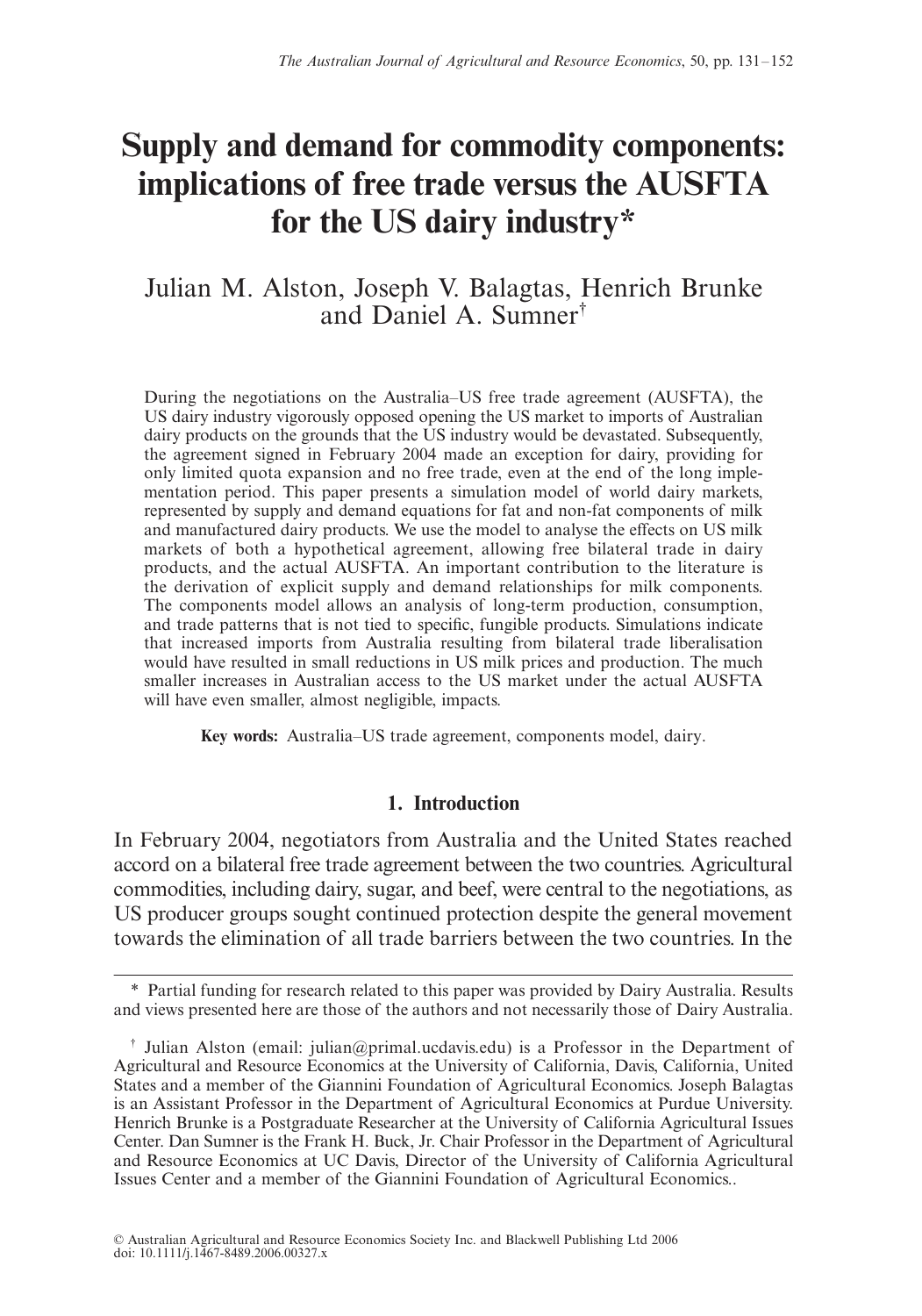# Supply and demand for commodity components: implications of free trade versus the AUSFTA for the US dairy industry*

Julian M. Alston, Joseph V. Balagtas, Henrich Brunke and Daniel A. Sumner[†]

During the negotiations on the Australia–US free trade agreement (AUSFTA), the US dairy industry vigorously opposed opening the US market to imports of Australian dairy products on the grounds that the US industry would be devastated. Subsequently, the agreement signed in February 2004 made an exception for dairy, providing for only limited quota expansion and no free trade, even at the end of the long implementation period. This paper presents a simulation model of world dairy markets, represented by supply and demand equations for fat and non-fat components of milk and manufactured dairy products. We use the model to analyse the effects on US milk markets of both a hypothetical agreement, allowing free bilateral trade in dairy products, and the actual AUSFTA. An important contribution to the literature is the derivation of explicit supply and demand relationships for milk components. The components model allows an analysis of long-term production, consumption, and trade patterns that is not tied to specific, fungible products. Simulations indicate that increased imports from Australia resulting from bilateral trade liberalisation would have resulted in small reductions in US milk prices and production. The much smaller increases in Australian access to the US market under the actual AUSFTA will have even smaller, almost negligible, impacts.

**Key words:** Australia–US trade agreement, components model, dairy.

## 1. Introduction

In February 2004, negotiators from Australia and the United States reached accord on a bilateral free trade agreement between the two countries. Agricultural commodities, including dairy, sugar, and beef, were central to the negotiations, as US producer groups sought continued protection despite the general movement towards the elimination of all trade barriers between the two countries. In the

---

\* Partial funding for research related to this paper was provided by Dairy Australia. Results and views presented here are those of the authors and not necessarily those of Dairy Australia.

† Julian Alston (email: julian@primal.ucdavis.edu) is a Professor in the Department of Agricultural and Resource Economics at the University of California, Davis, California, United States and a member of the Giannini Foundation of Agricultural Economics. Joseph Balagtas is an Assistant Professor in the Department of Agricultural Economics at Purdue University. Henrich Brunke is a Postgraduate Researcher at the University of California Agricultural Issues Center. Dan Sumner is the Frank H. Buck, Jr. Chair Professor in the Department of Agricultural and Resource Economics at UC Davis, Director of the University of California Agricultural Issues Center and a member of the Giannini Foundation of Agricultural Economics..

© Australian Agricultural and Resource Economics Society Inc. and Blackwell Publishing Ltd 2006
doi: 10.1111/j.1467-8489.2006.00327.x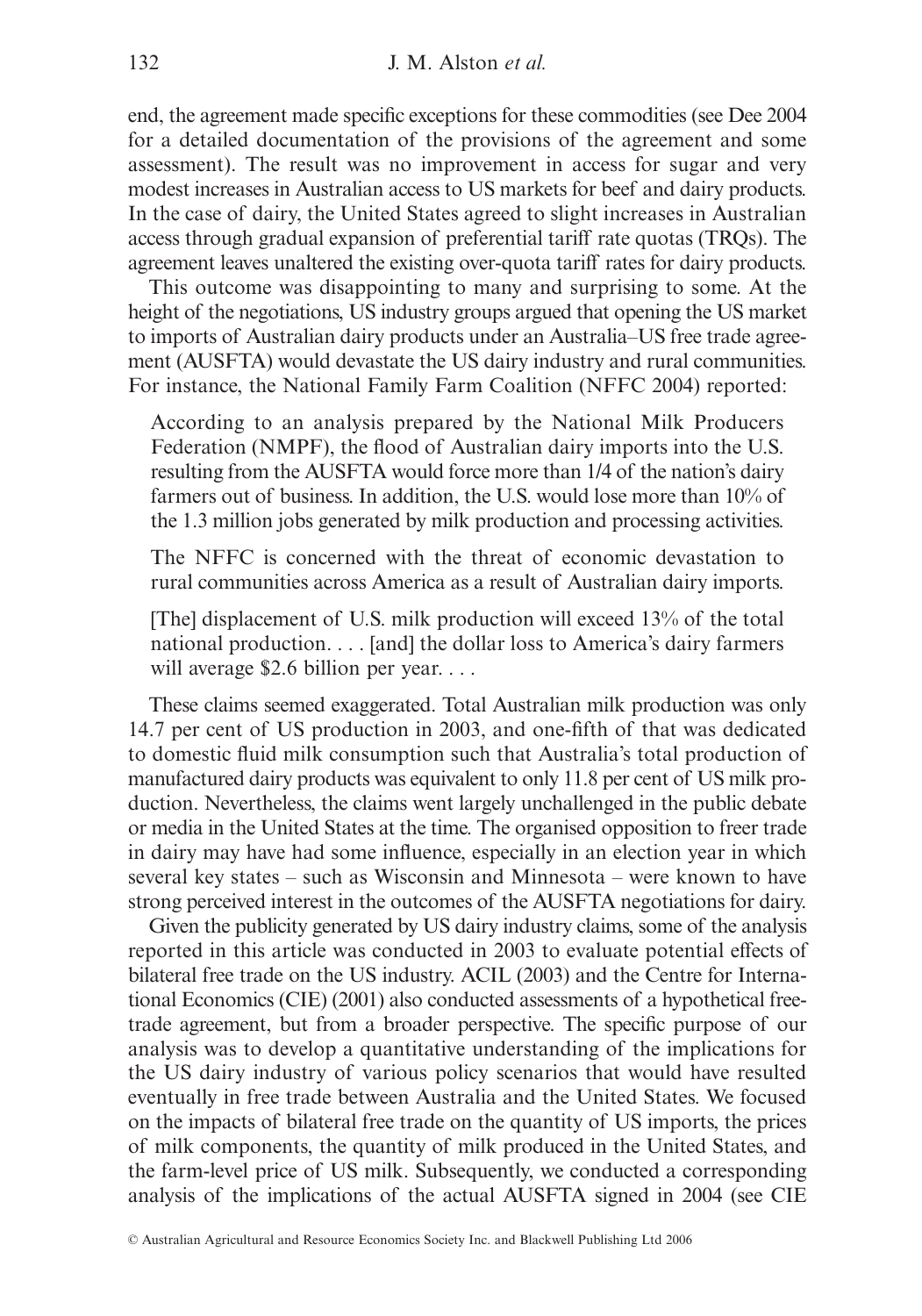end, the agreement made specific exceptions for these commodities (see Dee 2004 for a detailed documentation of the provisions of the agreement and some assessment). The result was no improvement in access for sugar and very modest increases in Australian access to US markets for beef and dairy products. In the case of dairy, the United States agreed to slight increases in Australian access through gradual expansion of preferential tariff rate quotas (TRQs). The agreement leaves unaltered the existing over-quota tariff rates for dairy products.

This outcome was disappointing to many and surprising to some. At the height of the negotiations, US industry groups argued that opening the US market to imports of Australian dairy products under an Australia–US free trade agreement (AUSFTA) would devastate the US dairy industry and rural communities. For instance, the National Family Farm Coalition (NFFC 2004) reported:

> According to an analysis prepared by the National Milk Producers Federation (NMPF), the flood of Australian dairy imports into the U.S. resulting from the AUSFTA would force more than 1/4 of the nation's dairy farmers out of business. In addition, the U.S. would lose more than 10% of the 1.3 million jobs generated by milk production and processing activities.
>
> The NFFC is concerned with the threat of economic devastation to rural communities across America as a result of Australian dairy imports.
>
> [The] displacement of U.S. milk production will exceed 13% of the total national production. . . . [and] the dollar loss to America's dairy farmers will average $2.6 billion per year. . . .

These claims seemed exaggerated. Total Australian milk production was only 14.7 per cent of US production in 2003, and one-fifth of that was dedicated to domestic fluid milk consumption such that Australia's total production of manufactured dairy products was equivalent to only 11.8 per cent of US milk production. Nevertheless, the claims went largely unchallenged in the public debate or media in the United States at the time. The organised opposition to freer trade in dairy may have had some influence, especially in an election year in which several key states – such as Wisconsin and Minnesota – were known to have strong perceived interest in the outcomes of the AUSFTA negotiations for dairy.

Given the publicity generated by US dairy industry claims, some of the analysis reported in this article was conducted in 2003 to evaluate potential effects of bilateral free trade on the US industry. ACIL (2003) and the Centre for International Economics (CIE) (2001) also conducted assessments of a hypothetical free-trade agreement, but from a broader perspective. The specific purpose of our analysis was to develop a quantitative understanding of the implications for the US dairy industry of various policy scenarios that would have resulted eventually in free trade between Australia and the United States. We focused on the impacts of bilateral free trade on the quantity of US imports, the prices of milk components, the quantity of milk produced in the United States, and the farm-level price of US milk. Subsequently, we conducted a corresponding analysis of the implications of the actual AUSFTA signed in 2004 (see CIE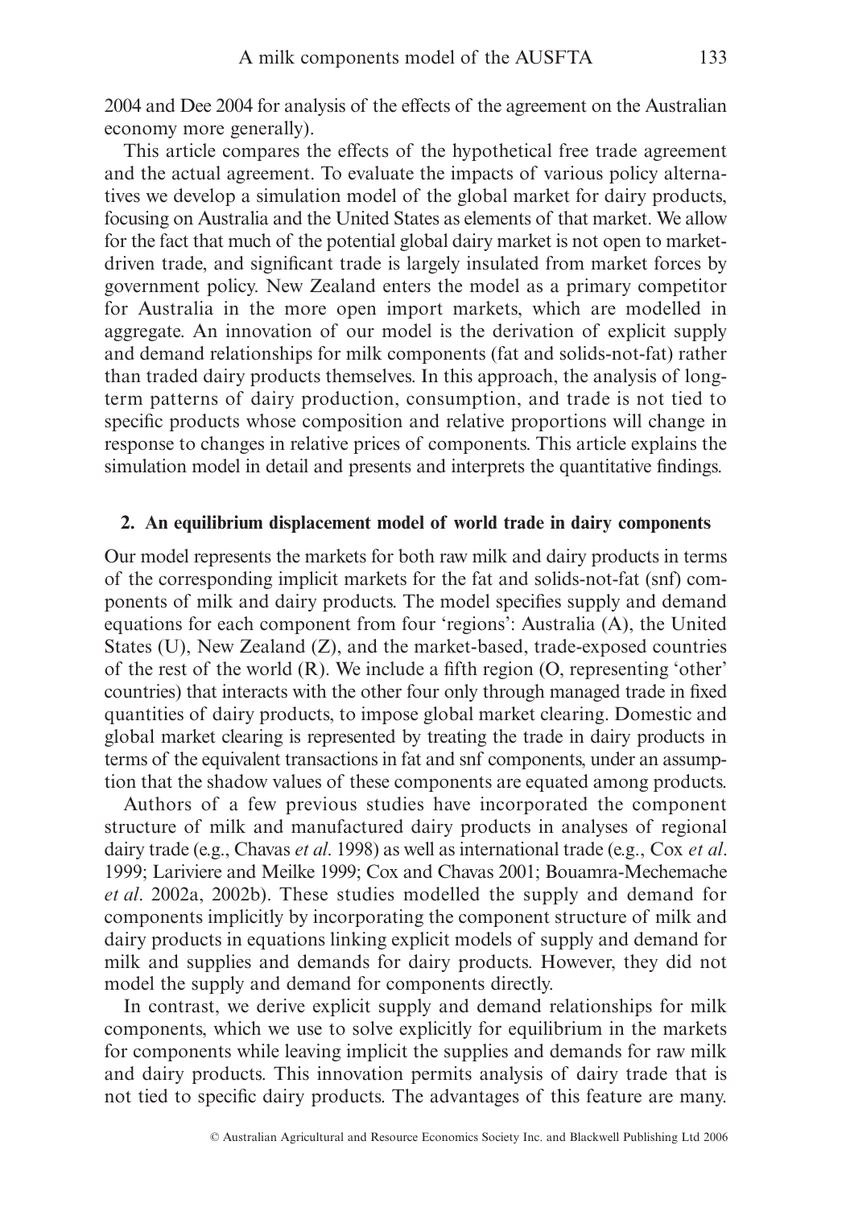2004 and Dee 2004 for analysis of the effects of the agreement on the Australian economy more generally).

This article compares the effects of the hypothetical free trade agreement and the actual agreement. To evaluate the impacts of various policy alternatives we develop a simulation model of the global market for dairy products, focusing on Australia and the United States as elements of that market. We allow for the fact that much of the potential global dairy market is not open to market-driven trade, and significant trade is largely insulated from market forces by government policy. New Zealand enters the model as a primary competitor for Australia in the more open import markets, which are modelled in aggregate. An innovation of our model is the derivation of explicit supply and demand relationships for milk components (fat and solids-not-fat) rather than traded dairy products themselves. In this approach, the analysis of long-term patterns of dairy production, consumption, and trade is not tied to specific products whose composition and relative proportions will change in response to changes in relative prices of components. This article explains the simulation model in detail and presents and interprets the quantitative findings.

## 2. An equilibrium displacement model of world trade in dairy components

Our model represents the markets for both raw milk and dairy products in terms of the corresponding implicit markets for the fat and solids-not-fat (snf) components of milk and dairy products. The model specifies supply and demand equations for each component from four 'regions': Australia (A), the United States (U), New Zealand (Z), and the market-based, trade-exposed countries of the rest of the world (R). We include a fifth region (O, representing 'other' countries) that interacts with the other four only through managed trade in fixed quantities of dairy products, to impose global market clearing. Domestic and global market clearing is represented by treating the trade in dairy products in terms of the equivalent transactions in fat and snf components, under an assumption that the shadow values of these components are equated among products.

Authors of a few previous studies have incorporated the component structure of milk and manufactured dairy products in analyses of regional dairy trade (e.g., Chavas *et al*. 1998) as well as international trade (e.g., Cox *et al*. 1999; Lariviere and Meilke 1999; Cox and Chavas 2001; Bouamra-Mechemache *et al*. 2002a, 2002b). These studies modelled the supply and demand for components implicitly by incorporating the component structure of milk and dairy products in equations linking explicit models of supply and demand for milk and supplies and demands for dairy products. However, they did not model the supply and demand for components directly.

In contrast, we derive explicit supply and demand relationships for milk components, which we use to solve explicitly for equilibrium in the markets for components while leaving implicit the supplies and demands for raw milk and dairy products. This innovation permits analysis of dairy trade that is not tied to specific dairy products. The advantages of this feature are many.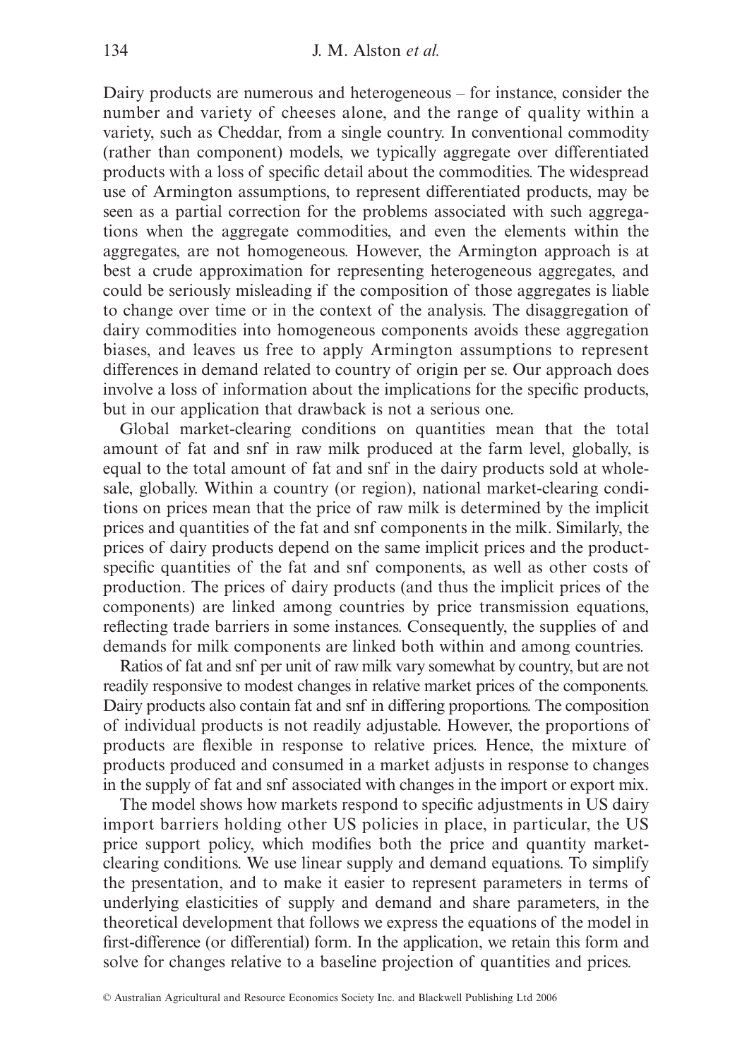Dairy products are numerous and heterogeneous – for instance, consider the number and variety of cheeses alone, and the range of quality within a variety, such as Cheddar, from a single country. In conventional commodity (rather than component) models, we typically aggregate over differentiated products with a loss of specific detail about the commodities. The widespread use of Armington assumptions, to represent differentiated products, may be seen as a partial correction for the problems associated with such aggregations when the aggregate commodities, and even the elements within the aggregates, are not homogeneous. However, the Armington approach is at best a crude approximation for representing heterogeneous aggregates, and could be seriously misleading if the composition of those aggregates is liable to change over time or in the context of the analysis. The disaggregation of dairy commodities into homogeneous components avoids these aggregation biases, and leaves us free to apply Armington assumptions to represent differences in demand related to country of origin per se. Our approach does involve a loss of information about the implications for the specific products, but in our application that drawback is not a serious one.

Global market-clearing conditions on quantities mean that the total amount of fat and snf in raw milk produced at the farm level, globally, is equal to the total amount of fat and snf in the dairy products sold at wholesale, globally. Within a country (or region), national market-clearing conditions on prices mean that the price of raw milk is determined by the implicit prices and quantities of the fat and snf components in the milk. Similarly, the prices of dairy products depend on the same implicit prices and the product-specific quantities of the fat and snf components, as well as other costs of production. The prices of dairy products (and thus the implicit prices of the components) are linked among countries by price transmission equations, reflecting trade barriers in some instances. Consequently, the supplies of and demands for milk components are linked both within and among countries.

Ratios of fat and snf per unit of raw milk vary somewhat by country, but are not readily responsive to modest changes in relative market prices of the components. Dairy products also contain fat and snf in differing proportions. The composition of individual products is not readily adjustable. However, the proportions of products are flexible in response to relative prices. Hence, the mixture of products produced and consumed in a market adjusts in response to changes in the supply of fat and snf associated with changes in the import or export mix.

The model shows how markets respond to specific adjustments in US dairy import barriers holding other US policies in place, in particular, the US price support policy, which modifies both the price and quantity market-clearing conditions. We use linear supply and demand equations. To simplify the presentation, and to make it easier to represent parameters in terms of underlying elasticities of supply and demand and share parameters, in the theoretical development that follows we express the equations of the model in first-difference (or differential) form. In the application, we retain this form and solve for changes relative to a baseline projection of quantities and prices.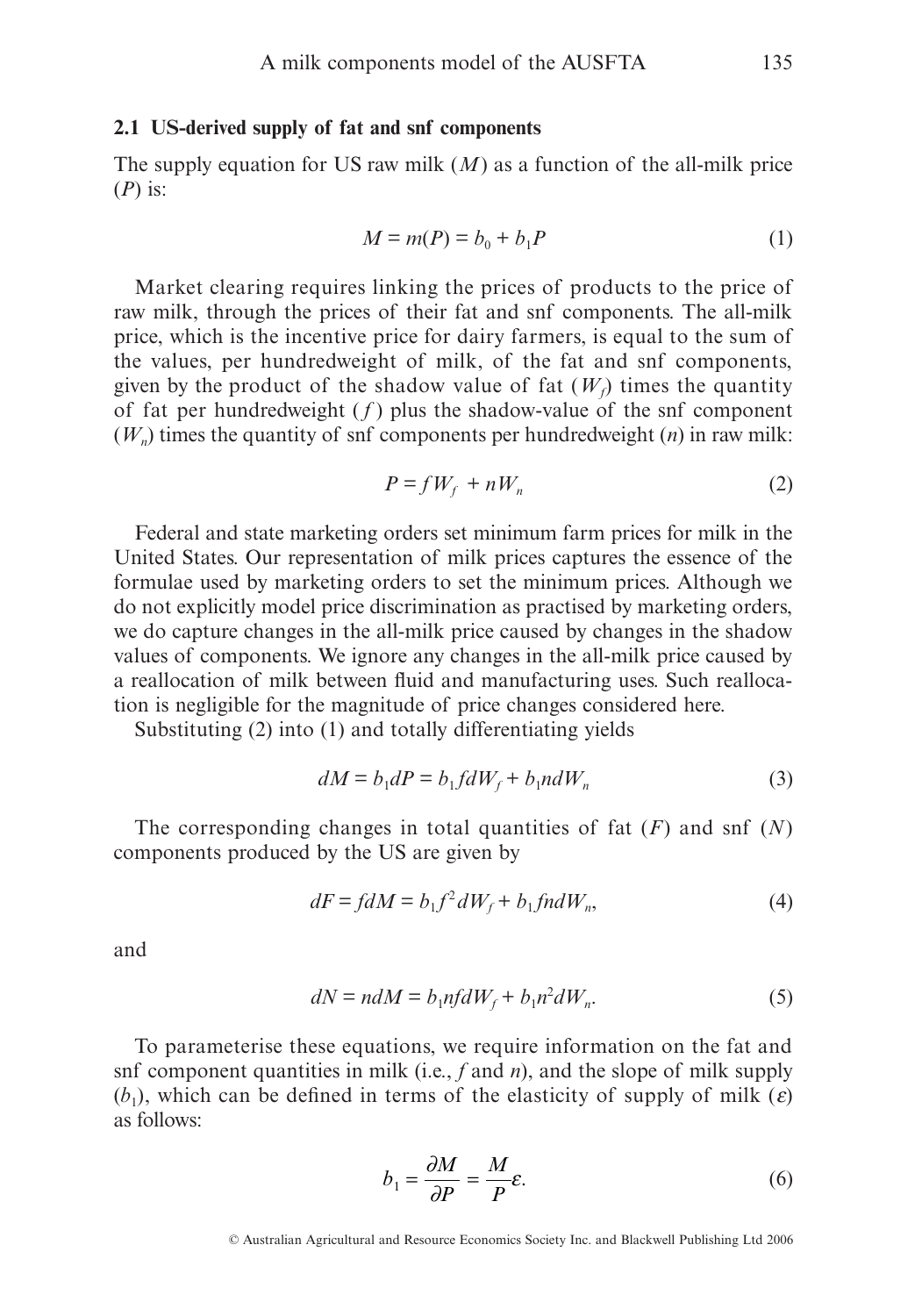### 2.1 US-derived supply of fat and snf components

The supply equation for US raw milk ($M$) as a function of the all-milk price ($P$) is:

$$M = m(P) = b_0 + b_1 P \tag{1}$$

Market clearing requires linking the prices of products to the price of raw milk, through the prices of their fat and snf components. The all-milk price, which is the incentive price for dairy farmers, is equal to the sum of the values, per hundredweight of milk, of the fat and snf components, given by the product of the shadow value of fat ($W_f$) times the quantity of fat per hundredweight ($f$) plus the shadow-value of the snf component ($W_n$) times the quantity of snf components per hundredweight ($n$) in raw milk:

$$P = fW_f + nW_n \tag{2}$$

Federal and state marketing orders set minimum farm prices for milk in the United States. Our representation of milk prices captures the essence of the formulae used by marketing orders to set the minimum prices. Although we do not explicitly model price discrimination as practised by marketing orders, we do capture changes in the all-milk price caused by changes in the shadow values of components. We ignore any changes in the all-milk price caused by a reallocation of milk between fluid and manufacturing uses. Such reallocation is negligible for the magnitude of price changes considered here.

Substituting (2) into (1) and totally differentiating yields

$$dM = b_1 dP = b_1 f dW_f + b_1 n dW_n \tag{3}$$

The corresponding changes in total quantities of fat ($F$) and snf ($N$) components produced by the US are given by

$$dF = f dM = b_1 f^2 dW_f + b_1 f n dW_n, \tag{4}$$

and

$$dN = n dM = b_1 n f dW_f + b_1 n^2 dW_n. \tag{5}$$

To parameterise these equations, we require information on the fat and snf component quantities in milk (i.e., $f$ and $n$), and the slope of milk supply ($b_1$), which can be defined in terms of the elasticity of supply of milk ($\varepsilon$) as follows:

$$b_1 = \frac{\partial M}{\partial P} = \frac{M}{P}\varepsilon. \tag{6}$$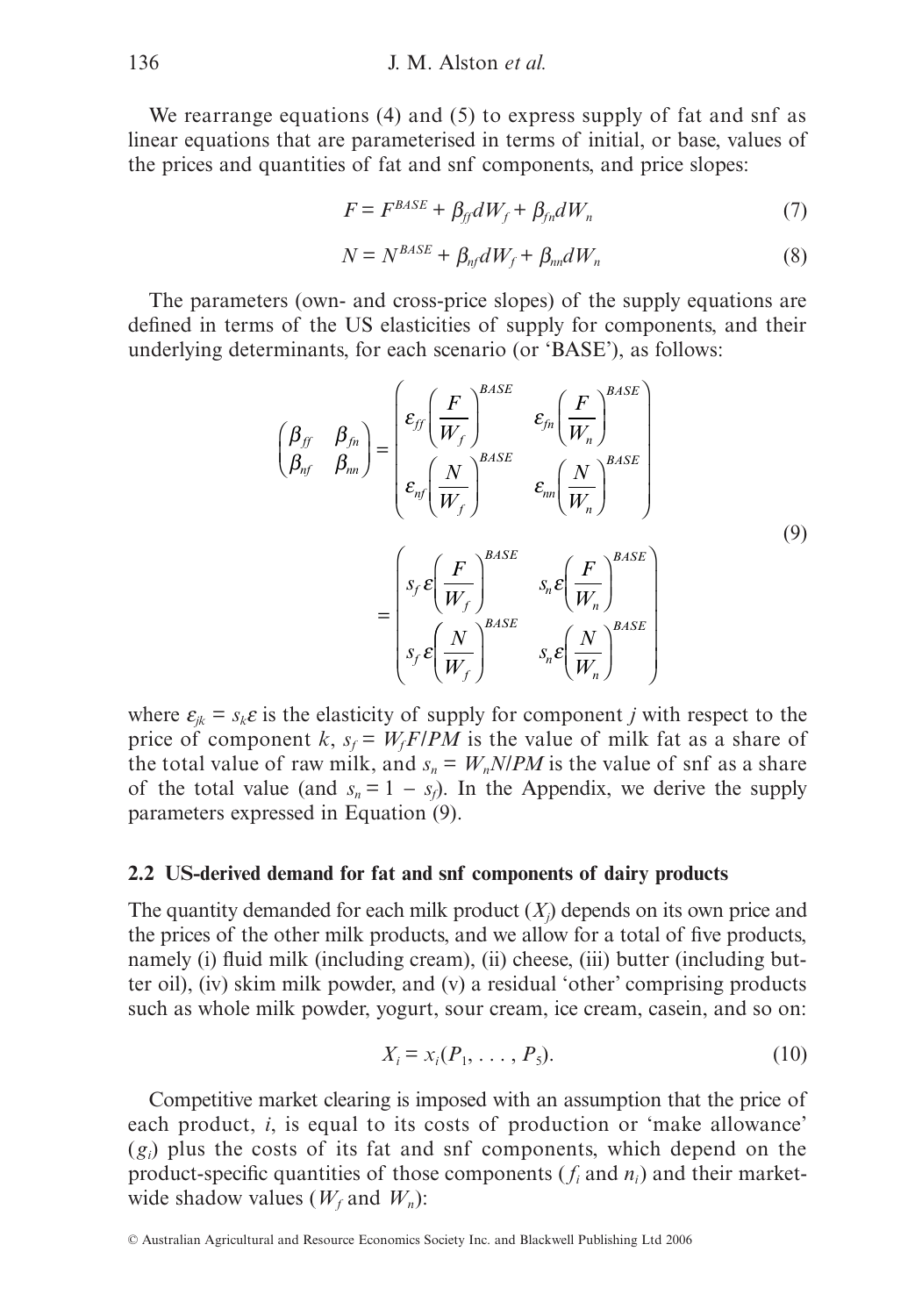We rearrange equations (4) and (5) to express supply of fat and snf as linear equations that are parameterised in terms of initial, or base, values of the prices and quantities of fat and snf components, and price slopes:

$$F = F^{BASE} + \beta_{ff} dW_f + \beta_{fn} dW_n \tag{7}$$

$$N = N^{BASE} + \beta_{nf} dW_f + \beta_{nn} dW_n \tag{8}$$

The parameters (own- and cross-price slopes) of the supply equations are defined in terms of the US elasticities of supply for components, and their underlying determinants, for each scenario (or 'BASE'), as follows:

$$\begin{pmatrix} \beta_{ff} & \beta_{fn} \\ \beta_{nf} & \beta_{nn} \end{pmatrix} = \begin{pmatrix} \varepsilon_{ff}\left(\dfrac{F}{W_f}\right)^{BASE} & \varepsilon_{fn}\left(\dfrac{F}{W_n}\right)^{BASE} \\ \varepsilon_{nf}\left(\dfrac{N}{W_f}\right)^{BASE} & \varepsilon_{nn}\left(\dfrac{N}{W_n}\right)^{BASE} \end{pmatrix} = \begin{pmatrix} s_f \varepsilon\left(\dfrac{F}{W_f}\right)^{BASE} & s_n \varepsilon\left(\dfrac{F}{W_n}\right)^{BASE} \\ s_f \varepsilon\left(\dfrac{N}{W_f}\right)^{BASE} & s_n \varepsilon\left(\dfrac{N}{W_n}\right)^{BASE} \end{pmatrix} \tag{9}$$

where $\varepsilon_{jk} = s_k \varepsilon$ is the elasticity of supply for component $j$ with respect to the price of component $k$, $s_f = W_f F/PM$ is the value of milk fat as a share of the total value of raw milk, and $s_n = W_n N/PM$ is the value of snf as a share of the total value (and $s_n = 1 - s_f$). In the Appendix, we derive the supply parameters expressed in Equation (9).

### 2.2 US-derived demand for fat and snf components of dairy products

The quantity demanded for each milk product ($X_j$) depends on its own price and the prices of the other milk products, and we allow for a total of five products, namely (i) fluid milk (including cream), (ii) cheese, (iii) butter (including butter oil), (iv) skim milk powder, and (v) a residual 'other' comprising products such as whole milk powder, yogurt, sour cream, ice cream, casein, and so on:

$$X_i = x_i(P_1, \ldots, P_5). \tag{10}$$

Competitive market clearing is imposed with an assumption that the price of each product, $i$, is equal to its costs of production or 'make allowance' ($g_i$) plus the costs of its fat and snf components, which depend on the product-specific quantities of those components ($f_i$ and $n_i$) and their market-wide shadow values ($W_f$ and $W_n$):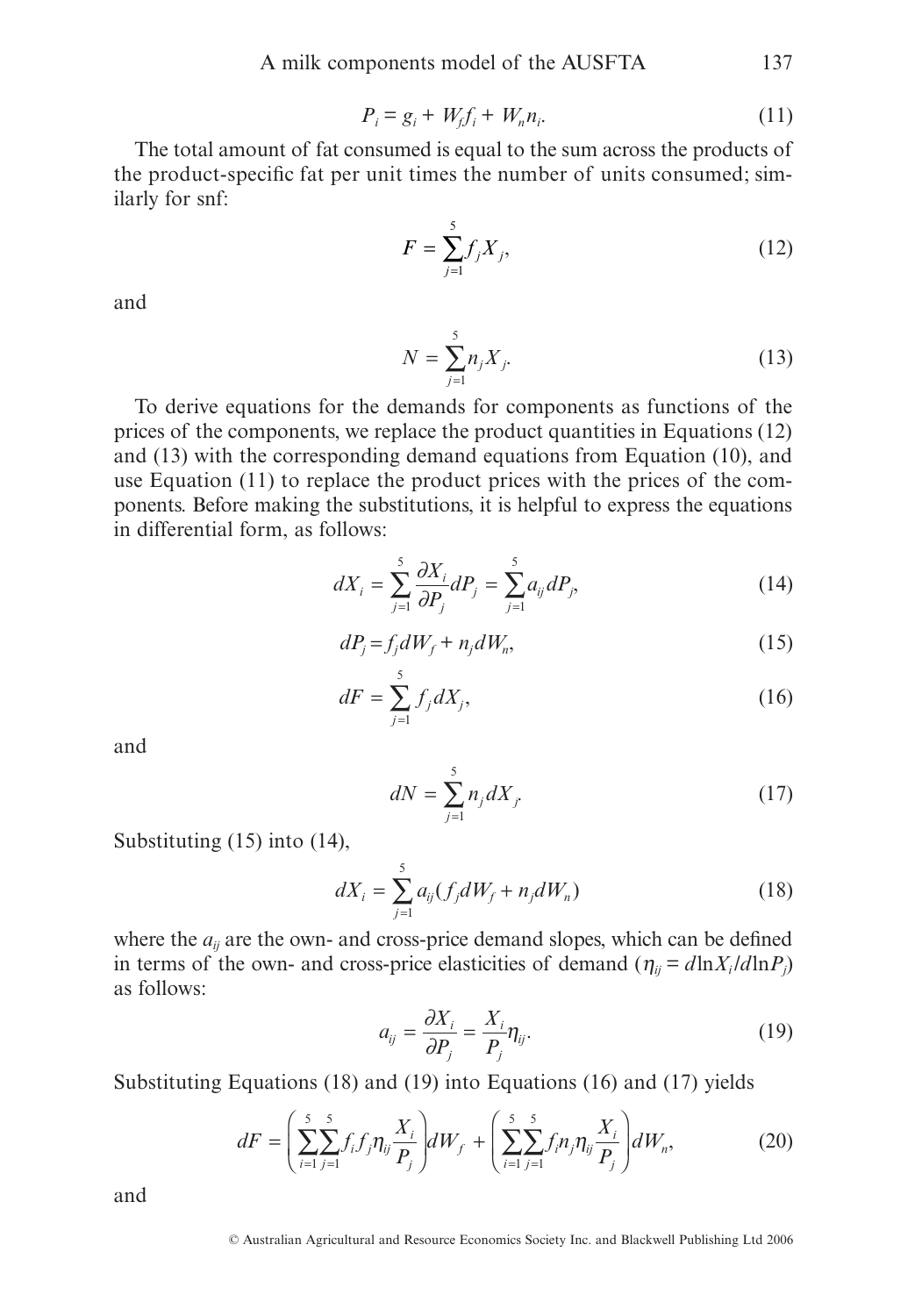$$P_i = g_i + W_f f_i + W_n n_i. \tag{11}$$

The total amount of fat consumed is equal to the sum across the products of the product-specific fat per unit times the number of units consumed; similarly for snf:

$$F = \sum_{j=1}^{5} f_j X_j, \tag{12}$$

and

$$N = \sum_{j=1}^{5} n_j X_j. \tag{13}$$

To derive equations for the demands for components as functions of the prices of the components, we replace the product quantities in Equations (12) and (13) with the corresponding demand equations from Equation (10), and use Equation (11) to replace the product prices with the prices of the components. Before making the substitutions, it is helpful to express the equations in differential form, as follows:

$$dX_i = \sum_{j=1}^{5} \frac{\partial X_i}{\partial P_j} dP_j = \sum_{j=1}^{5} a_{ij} dP_j, \tag{14}$$

$$dP_j = f_j dW_f + n_j dW_n, \tag{15}$$

$$dF = \sum_{j=1}^{5} f_j dX_j, \tag{16}$$

and

$$dN = \sum_{j=1}^{5} n_j dX_j. \tag{17}$$

Substituting (15) into (14),

$$dX_i = \sum_{j=1}^{5} a_{ij} (f_j dW_f + n_j dW_n) \tag{18}$$

where the $a_{ij}$ are the own- and cross-price demand slopes, which can be defined in terms of the own- and cross-price elasticities of demand ($\eta_{ij} = d\ln X_i / d\ln P_j$) as follows:

$$a_{ij} = \frac{\partial X_i}{\partial P_j} = \frac{X_i}{P_j} \eta_{ij}. \tag{19}$$

Substituting Equations (18) and (19) into Equations (16) and (17) yields

$$dF = \left( \sum_{i=1}^{5} \sum_{j=1}^{5} f_i f_j \eta_{ij} \frac{X_i}{P_j} \right) dW_f + \left( \sum_{i=1}^{5} \sum_{j=1}^{5} f_i n_j \eta_{ij} \frac{X_i}{P_j} \right) dW_n, \tag{20}$$

and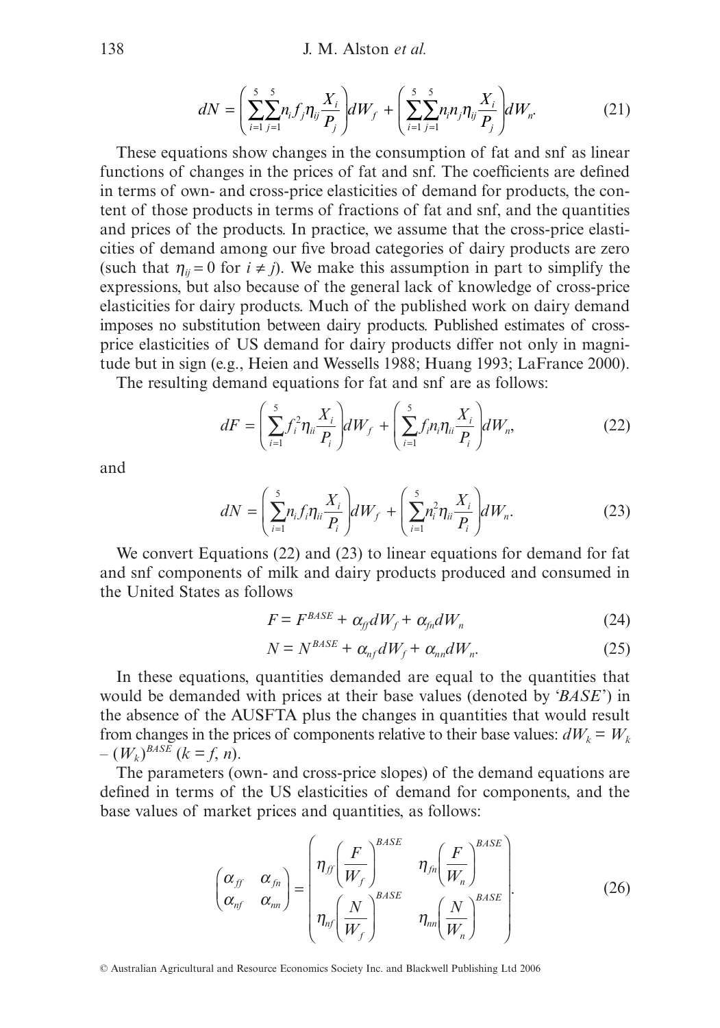$$dN = \left( \sum_{i=1}^{5} \sum_{j=1}^{5} n_i f_j \eta_{ij} \frac{X_i}{P_j} \right) dW_f + \left( \sum_{i=1}^{5} \sum_{j=1}^{5} n_i n_j \eta_{ij} \frac{X_i}{P_j} \right) dW_n. \tag{21}$$

These equations show changes in the consumption of fat and snf as linear functions of changes in the prices of fat and snf. The coefficients are defined in terms of own- and cross-price elasticities of demand for products, the content of those products in terms of fractions of fat and snf, and the quantities and prices of the products. In practice, we assume that the cross-price elasticities of demand among our five broad categories of dairy products are zero (such that $\eta_{ij} = 0$ for $i \neq j$). We make this assumption in part to simplify the expressions, but also because of the general lack of knowledge of cross-price elasticities for dairy products. Much of the published work on dairy demand imposes no substitution between dairy products. Published estimates of cross-price elasticities of US demand for dairy products differ not only in magnitude but in sign (e.g., Heien and Wessells 1988; Huang 1993; LaFrance 2000).

The resulting demand equations for fat and snf are as follows:

$$dF = \left( \sum_{i=1}^{5} f_i^2 \eta_{ii} \frac{X_i}{P_i} \right) dW_f + \left( \sum_{i=1}^{5} f_i n_i \eta_{ii} \frac{X_i}{P_i} \right) dW_n, \tag{22}$$

and

$$dN = \left( \sum_{i=1}^{5} n_i f_i \eta_{ii} \frac{X_i}{P_i} \right) dW_f + \left( \sum_{i=1}^{5} n_i^2 \eta_{ii} \frac{X_i}{P_i} \right) dW_n. \tag{23}$$

We convert Equations (22) and (23) to linear equations for demand for fat and snf components of milk and dairy products produced and consumed in the United States as follows

$$F = F^{BASE} + \alpha_{ff} dW_f + \alpha_{fn} dW_n \tag{24}$$

$$N = N^{BASE} + \alpha_{nf} dW_f + \alpha_{nn} dW_n. \tag{25}$$

In these equations, quantities demanded are equal to the quantities that would be demanded with prices at their base values (denoted by '*BASE*') in the absence of the AUSFTA plus the changes in quantities that would result from changes in the prices of components relative to their base values: $dW_k = W_k - (W_k)^{BASE}$ $(k = f, n)$.

The parameters (own- and cross-price slopes) of the demand equations are defined in terms of the US elasticities of demand for components, and the base values of market prices and quantities, as follows:

$$\begin{pmatrix} \alpha_{ff} & \alpha_{fn} \\ \alpha_{nf} & \alpha_{nn} \end{pmatrix} = \begin{pmatrix} \eta_{ff} \left( \dfrac{F}{W_f} \right)^{BASE} & \eta_{fn} \left( \dfrac{F}{W_n} \right)^{BASE} \\ \eta_{nf} \left( \dfrac{N}{W_f} \right)^{BASE} & \eta_{nn} \left( \dfrac{N}{W_n} \right)^{BASE} \end{pmatrix}. \tag{26}$$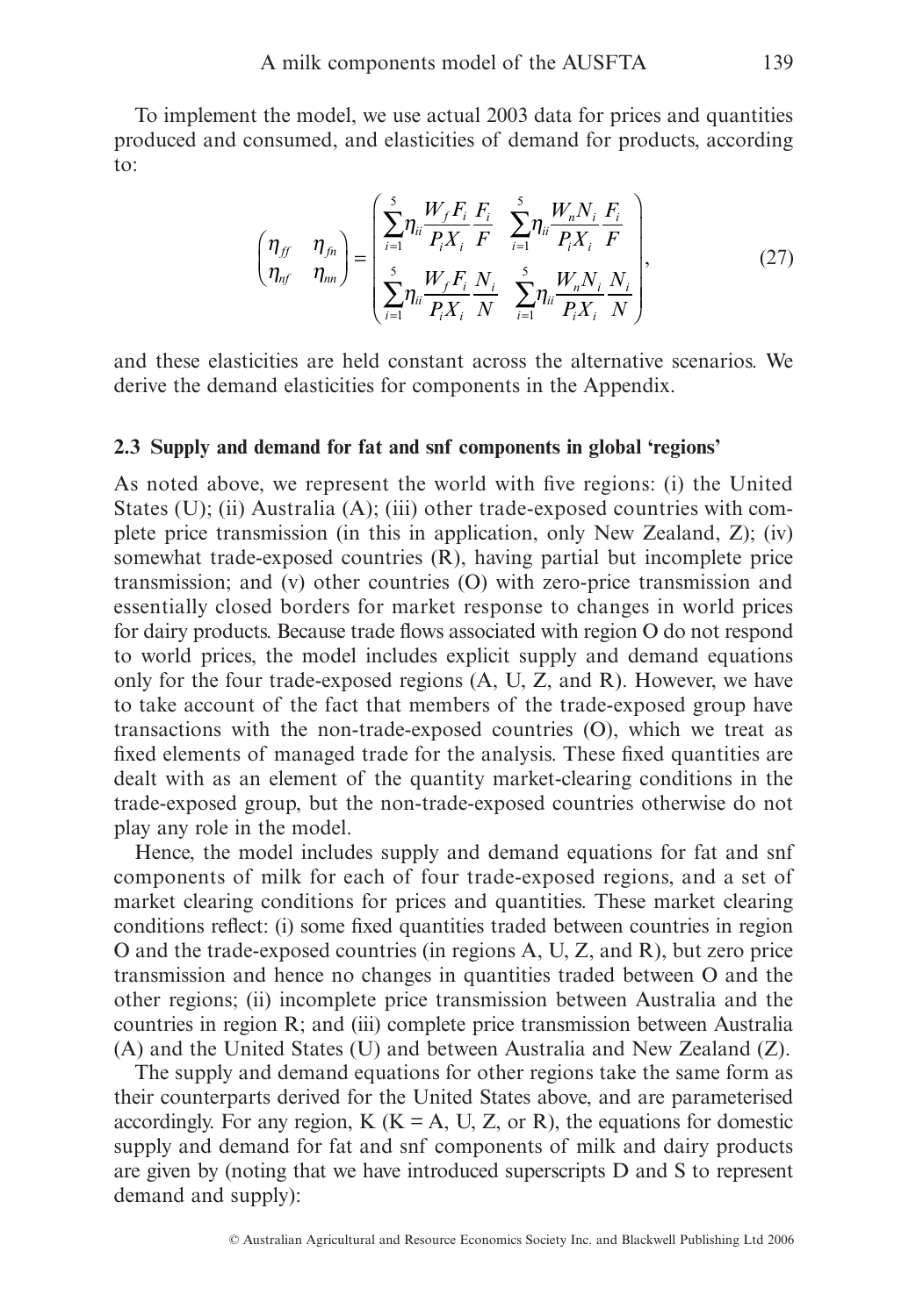To implement the model, we use actual 2003 data for prices and quantities produced and consumed, and elasticities of demand for products, according to:

$$\begin{pmatrix} \eta_{ff} & \eta_{fn} \\ \eta_{nf} & \eta_{nn} \end{pmatrix} = \begin{pmatrix} \sum_{i=1}^{5} \eta_{ii} \frac{W_f F_i}{P_i X_i} \frac{F_i}{F} & \sum_{i=1}^{5} \eta_{ii} \frac{W_n N_i}{P_i X_i} \frac{F_i}{F} \\ \sum_{i=1}^{5} \eta_{ii} \frac{W_f F_i}{P_i X_i} \frac{N_i}{N} & \sum_{i=1}^{5} \eta_{ii} \frac{W_n N_i}{P_i X_i} \frac{N_i}{N} \end{pmatrix}, \tag{27}$$

and these elasticities are held constant across the alternative scenarios. We derive the demand elasticities for components in the Appendix.

### 2.3 Supply and demand for fat and snf components in global 'regions'

As noted above, we represent the world with five regions: (i) the United States (U); (ii) Australia (A); (iii) other trade-exposed countries with complete price transmission (in this in application, only New Zealand, Z); (iv) somewhat trade-exposed countries (R), having partial but incomplete price transmission; and (v) other countries (O) with zero-price transmission and essentially closed borders for market response to changes in world prices for dairy products. Because trade flows associated with region O do not respond to world prices, the model includes explicit supply and demand equations only for the four trade-exposed regions (A, U, Z, and R). However, we have to take account of the fact that members of the trade-exposed group have transactions with the non-trade-exposed countries (O), which we treat as fixed elements of managed trade for the analysis. These fixed quantities are dealt with as an element of the quantity market-clearing conditions in the trade-exposed group, but the non-trade-exposed countries otherwise do not play any role in the model.

Hence, the model includes supply and demand equations for fat and snf components of milk for each of four trade-exposed regions, and a set of market clearing conditions for prices and quantities. These market clearing conditions reflect: (i) some fixed quantities traded between countries in region O and the trade-exposed countries (in regions A, U, Z, and R), but zero price transmission and hence no changes in quantities traded between O and the other regions; (ii) incomplete price transmission between Australia and the countries in region R; and (iii) complete price transmission between Australia (A) and the United States (U) and between Australia and New Zealand (Z).

The supply and demand equations for other regions take the same form as their counterparts derived for the United States above, and are parameterised accordingly. For any region, K (K = A, U, Z, or R), the equations for domestic supply and demand for fat and snf components of milk and dairy products are given by (noting that we have introduced superscripts D and S to represent demand and supply):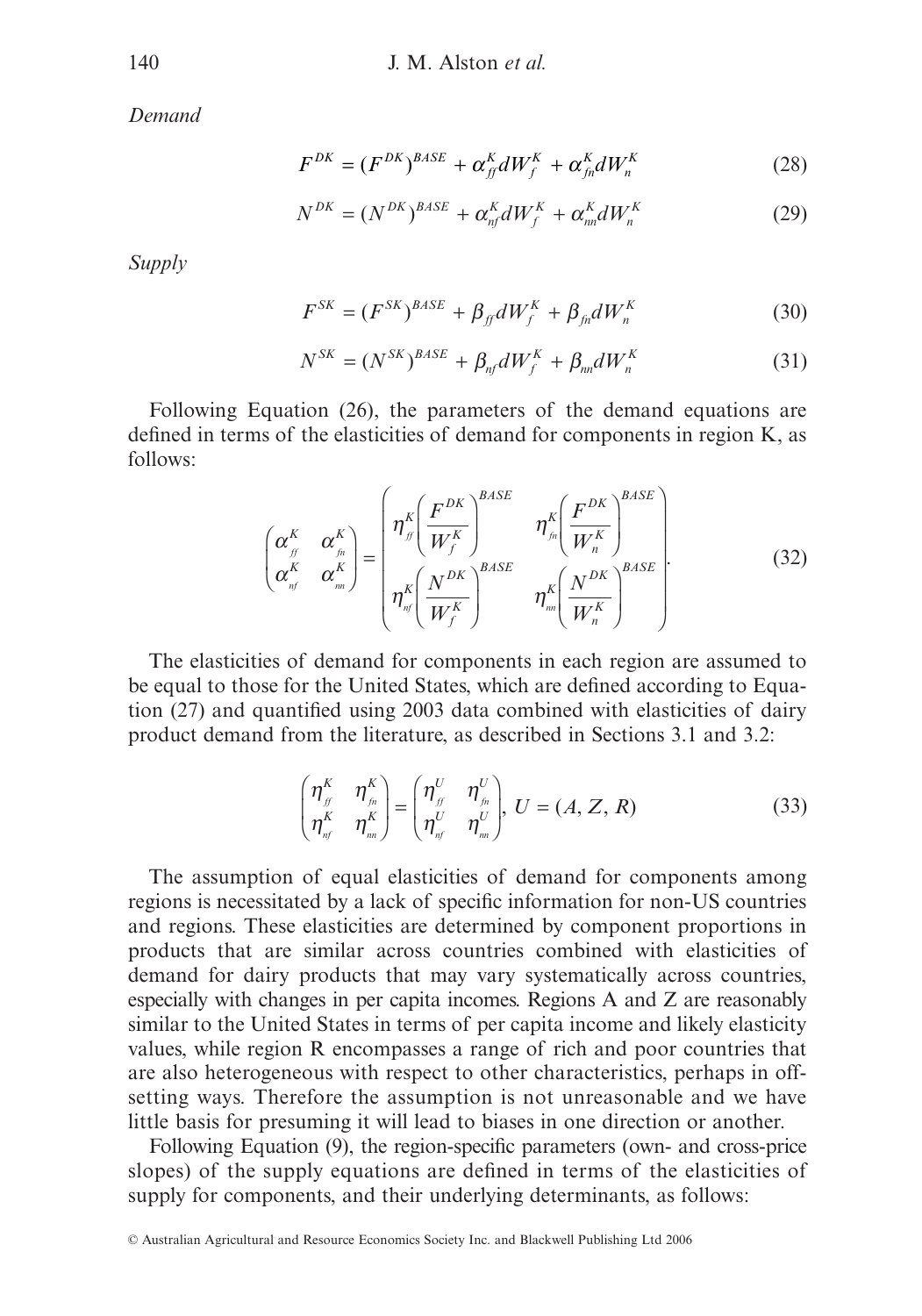*Demand*

$$F^{DK} = (F^{DK})^{BASE} + \alpha^K_{ff} dW^K_f + \alpha^K_{fn} dW^K_n \tag{28}$$

$$N^{DK} = (N^{DK})^{BASE} + \alpha^K_{nf} dW^K_f + \alpha^K_{nn} dW^K_n \tag{29}$$

*Supply*

$$F^{SK} = (F^{SK})^{BASE} + \beta_{ff} dW^K_f + \beta_{fn} dW^K_n \tag{30}$$

$$N^{SK} = (N^{SK})^{BASE} + \beta_{nf} dW^K_f + \beta_{nn} dW^K_n \tag{31}$$

Following Equation (26), the parameters of the demand equations are defined in terms of the elasticities of demand for components in region K, as follows:

$$\begin{pmatrix} \alpha^K_{ff} & \alpha^K_{fn} \\ \alpha^K_{nf} & \alpha^K_{nn} \end{pmatrix} = \begin{pmatrix} \eta^K_{ff}\left(\dfrac{F^{DK}}{W^K_f}\right)^{BASE} & \eta^K_{fn}\left(\dfrac{F^{DK}}{W^K_n}\right)^{BASE} \\ \eta^K_{nf}\left(\dfrac{N^{DK}}{W^K_f}\right)^{BASE} & \eta^K_{nn}\left(\dfrac{N^{DK}}{W^K_n}\right)^{BASE} \end{pmatrix}. \tag{32}$$

The elasticities of demand for components in each region are assumed to be equal to those for the United States, which are defined according to Equation (27) and quantified using 2003 data combined with elasticities of dairy product demand from the literature, as described in Sections 3.1 and 3.2:

$$\begin{pmatrix} \eta^K_{ff} & \eta^K_{fn} \\ \eta^K_{nf} & \eta^K_{nn} \end{pmatrix} = \begin{pmatrix} \eta^U_{ff} & \eta^U_{fn} \\ \eta^U_{nf} & \eta^U_{nn} \end{pmatrix}, \; U = (A, Z, R) \tag{33}$$

The assumption of equal elasticities of demand for components among regions is necessitated by a lack of specific information for non-US countries and regions. These elasticities are determined by component proportions in products that are similar across countries combined with elasticities of demand for dairy products that may vary systematically across countries, especially with changes in per capita incomes. Regions A and Z are reasonably similar to the United States in terms of per capita income and likely elasticity values, while region R encompasses a range of rich and poor countries that are also heterogeneous with respect to other characteristics, perhaps in offsetting ways. Therefore the assumption is not unreasonable and we have little basis for presuming it will lead to biases in one direction or another.

Following Equation (9), the region-specific parameters (own- and cross-price slopes) of the supply equations are defined in terms of the elasticities of supply for components, and their underlying determinants, as follows: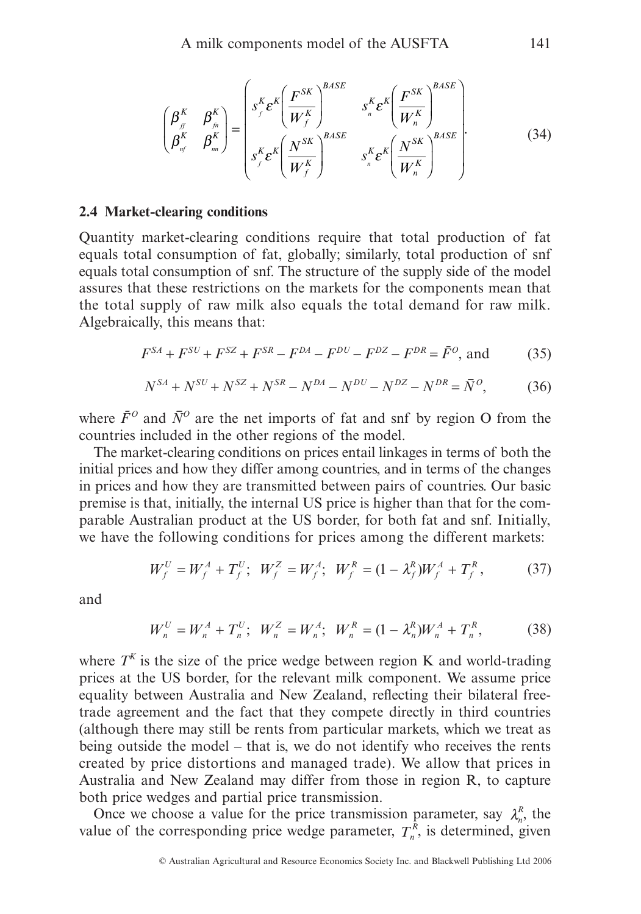$$
\begin{pmatrix} \beta^K_{ff} & \beta^K_{fn} \\ \beta^K_{nf} & \beta^K_{nn} \end{pmatrix} = \begin{pmatrix} s^K_f \varepsilon^K \left( \dfrac{F^{SK}}{W^K_f} \right)^{BASE} & s^K_n \varepsilon^K \left( \dfrac{F^{SK}}{W^K_n} \right)^{BASE} \\ s^K_f \varepsilon^K \left( \dfrac{N^{SK}}{W^K_f} \right)^{BASE} & s^K_n \varepsilon^K \left( \dfrac{N^{SK}}{W^K_n} \right)^{BASE} \end{pmatrix}. \tag{34}
$$

### 2.4 Market-clearing conditions

Quantity market-clearing conditions require that total production of fat equals total consumption of fat, globally; similarly, total production of snf equals total consumption of snf. The structure of the supply side of the model assures that these restrictions on the markets for the components mean that the total supply of raw milk also equals the total demand for raw milk. Algebraically, this means that:

$$
F^{SA} + F^{SU} + F^{SZ} + F^{SR} - F^{DA} - F^{DU} - F^{DZ} - F^{DR} = \bar{F}^O, \text{ and} \tag{35}
$$

$$
N^{SA} + N^{SU} + N^{SZ} + N^{SR} - N^{DA} - N^{DU} - N^{DZ} - N^{DR} = \bar{N}^O, \tag{36}
$$

where $\bar{F}^O$ and $\bar{N}^O$ are the net imports of fat and snf by region O from the countries included in the other regions of the model.

The market-clearing conditions on prices entail linkages in terms of both the initial prices and how they differ among countries, and in terms of the changes in prices and how they are transmitted between pairs of countries. Our basic premise is that, initially, the internal US price is higher than that for the comparable Australian product at the US border, for both fat and snf. Initially, we have the following conditions for prices among the different markets:

$$
W^U_f = W^A_f + T^U_f; \;\; W^Z_f = W^A_f; \;\; W^R_f = (1 - \lambda^R_f) W^A_f + T^R_f, \tag{37}
$$

and

$$
W^U_n = W^A_n + T^U_n; \;\; W^Z_n = W^A_n; \;\; W^R_n = (1 - \lambda^R_n) W^A_n + T^R_n, \tag{38}
$$

where $T^K$ is the size of the price wedge between region K and world-trading prices at the US border, for the relevant milk component. We assume price equality between Australia and New Zealand, reflecting their bilateral free-trade agreement and the fact that they compete directly in third countries (although there may still be rents from particular markets, which we treat as being outside the model – that is, we do not identify who receives the rents created by price distortions and managed trade). We allow that prices in Australia and New Zealand may differ from those in region R, to capture both price wedges and partial price transmission.

Once we choose a value for the price transmission parameter, say $\lambda^R_n$, the value of the corresponding price wedge parameter, $T^R_n$, is determined, given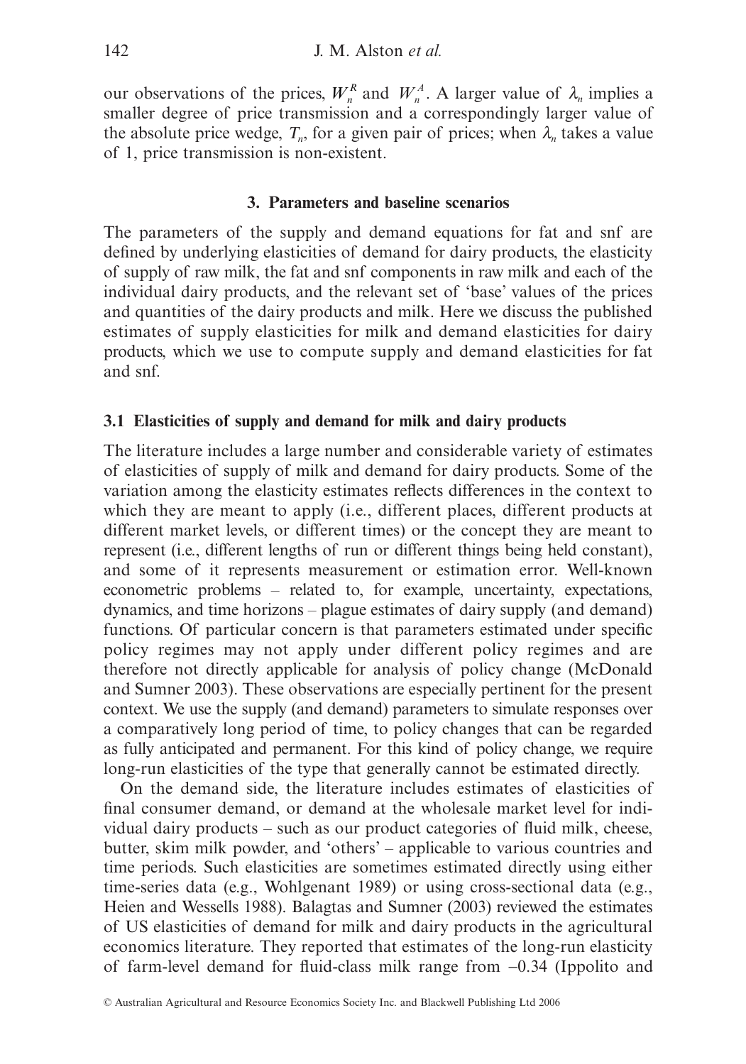our observations of the prices, $W_n^R$ and $W_n^A$. A larger value of $\lambda_n$ implies a smaller degree of price transmission and a correspondingly larger value of the absolute price wedge, $T_n$, for a given pair of prices; when $\lambda_n$ takes a value of 1, price transmission is non-existent.

## 3. Parameters and baseline scenarios

The parameters of the supply and demand equations for fat and snf are defined by underlying elasticities of demand for dairy products, the elasticity of supply of raw milk, the fat and snf components in raw milk and each of the individual dairy products, and the relevant set of 'base' values of the prices and quantities of the dairy products and milk. Here we discuss the published estimates of supply elasticities for milk and demand elasticities for dairy products, which we use to compute supply and demand elasticities for fat and snf.

### 3.1 Elasticities of supply and demand for milk and dairy products

The literature includes a large number and considerable variety of estimates of elasticities of supply of milk and demand for dairy products. Some of the variation among the elasticity estimates reflects differences in the context to which they are meant to apply (i.e., different places, different products at different market levels, or different times) or the concept they are meant to represent (i.e., different lengths of run or different things being held constant), and some of it represents measurement or estimation error. Well-known econometric problems – related to, for example, uncertainty, expectations, dynamics, and time horizons – plague estimates of dairy supply (and demand) functions. Of particular concern is that parameters estimated under specific policy regimes may not apply under different policy regimes and are therefore not directly applicable for analysis of policy change (McDonald and Sumner 2003). These observations are especially pertinent for the present context. We use the supply (and demand) parameters to simulate responses over a comparatively long period of time, to policy changes that can be regarded as fully anticipated and permanent. For this kind of policy change, we require long-run elasticities of the type that generally cannot be estimated directly.

On the demand side, the literature includes estimates of elasticities of final consumer demand, or demand at the wholesale market level for individual dairy products – such as our product categories of fluid milk, cheese, butter, skim milk powder, and 'others' – applicable to various countries and time periods. Such elasticities are sometimes estimated directly using either time-series data (e.g., Wohlgenant 1989) or using cross-sectional data (e.g., Heien and Wessells 1988). Balagtas and Sumner (2003) reviewed the estimates of US elasticities of demand for milk and dairy products in the agricultural economics literature. They reported that estimates of the long-run elasticity of farm-level demand for fluid-class milk range from –0.34 (Ippolito and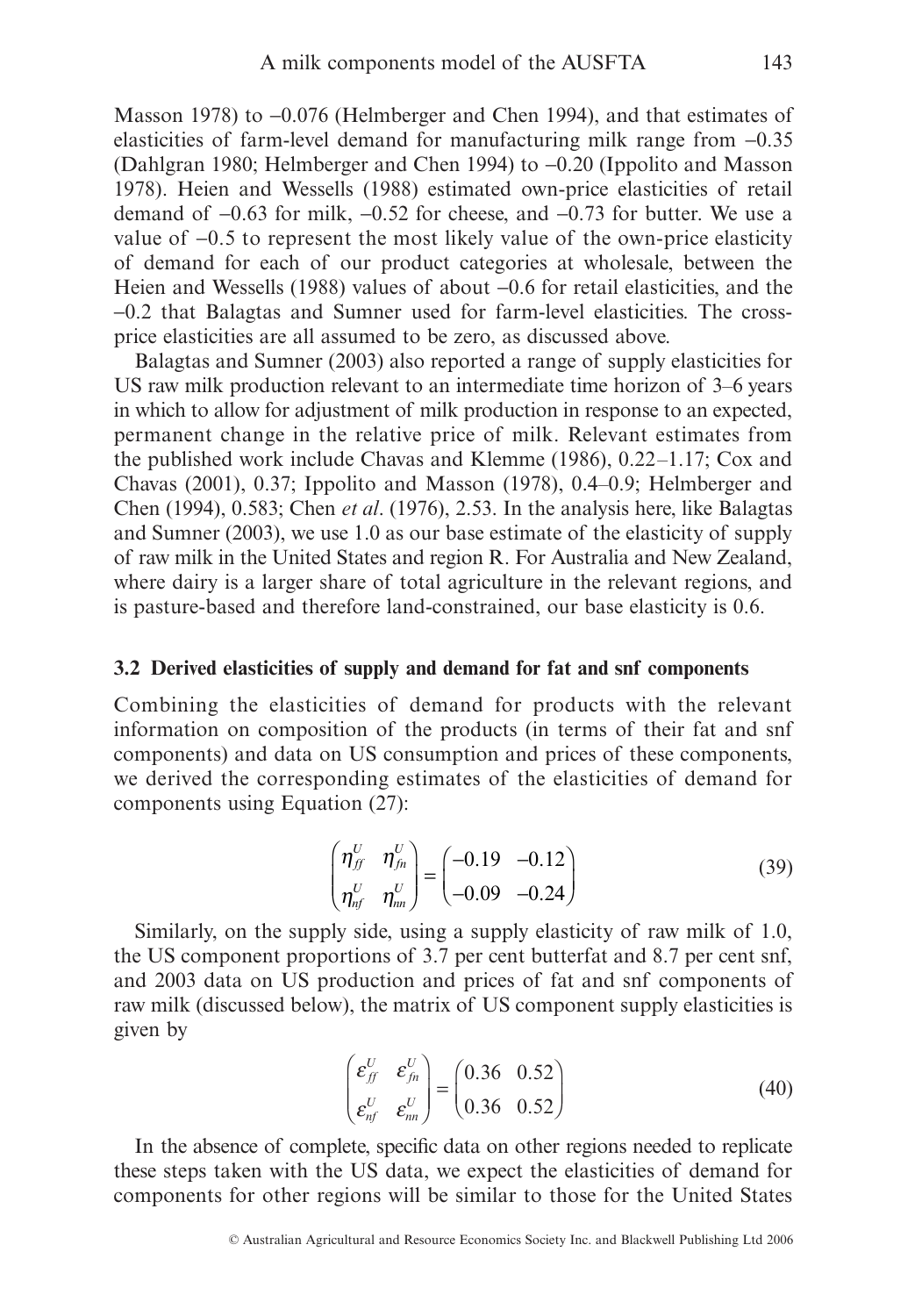Masson 1978) to –0.076 (Helmberger and Chen 1994), and that estimates of elasticities of farm-level demand for manufacturing milk range from –0.35 (Dahlgran 1980; Helmberger and Chen 1994) to –0.20 (Ippolito and Masson 1978). Heien and Wessells (1988) estimated own-price elasticities of retail demand of –0.63 for milk, –0.52 for cheese, and –0.73 for butter. We use a value of –0.5 to represent the most likely value of the own-price elasticity of demand for each of our product categories at wholesale, between the Heien and Wessells (1988) values of about –0.6 for retail elasticities, and the –0.2 that Balagtas and Sumner used for farm-level elasticities. The cross-price elasticities are all assumed to be zero, as discussed above.

Balagtas and Sumner (2003) also reported a range of supply elasticities for US raw milk production relevant to an intermediate time horizon of 3–6 years in which to allow for adjustment of milk production in response to an expected, permanent change in the relative price of milk. Relevant estimates from the published work include Chavas and Klemme (1986), 0.22–1.17; Cox and Chavas (2001), 0.37; Ippolito and Masson (1978), 0.4–0.9; Helmberger and Chen (1994), 0.583; Chen *et al*. (1976), 2.53. In the analysis here, like Balagtas and Sumner (2003), we use 1.0 as our base estimate of the elasticity of supply of raw milk in the United States and region R. For Australia and New Zealand, where dairy is a larger share of total agriculture in the relevant regions, and is pasture-based and therefore land-constrained, our base elasticity is 0.6.

### 3.2 Derived elasticities of supply and demand for fat and snf components

Combining the elasticities of demand for products with the relevant information on composition of the products (in terms of their fat and snf components) and data on US consumption and prices of these components, we derived the corresponding estimates of the elasticities of demand for components using Equation (27):

$$\begin{pmatrix} \eta_{ff}^{U} & \eta_{fn}^{U} \\ \eta_{nf}^{U} & \eta_{nn}^{U} \end{pmatrix} = \begin{pmatrix} -0.19 & -0.12 \\ -0.09 & -0.24 \end{pmatrix} \tag{39}$$

Similarly, on the supply side, using a supply elasticity of raw milk of 1.0, the US component proportions of 3.7 per cent butterfat and 8.7 per cent snf, and 2003 data on US production and prices of fat and snf components of raw milk (discussed below), the matrix of US component supply elasticities is given by

$$\begin{pmatrix} \varepsilon_{ff}^{U} & \varepsilon_{fn}^{U} \\ \varepsilon_{nf}^{U} & \varepsilon_{nn}^{U} \end{pmatrix} = \begin{pmatrix} 0.36 & 0.52 \\ 0.36 & 0.52 \end{pmatrix} \tag{40}$$

In the absence of complete, specific data on other regions needed to replicate these steps taken with the US data, we expect the elasticities of demand for components for other regions will be similar to those for the United States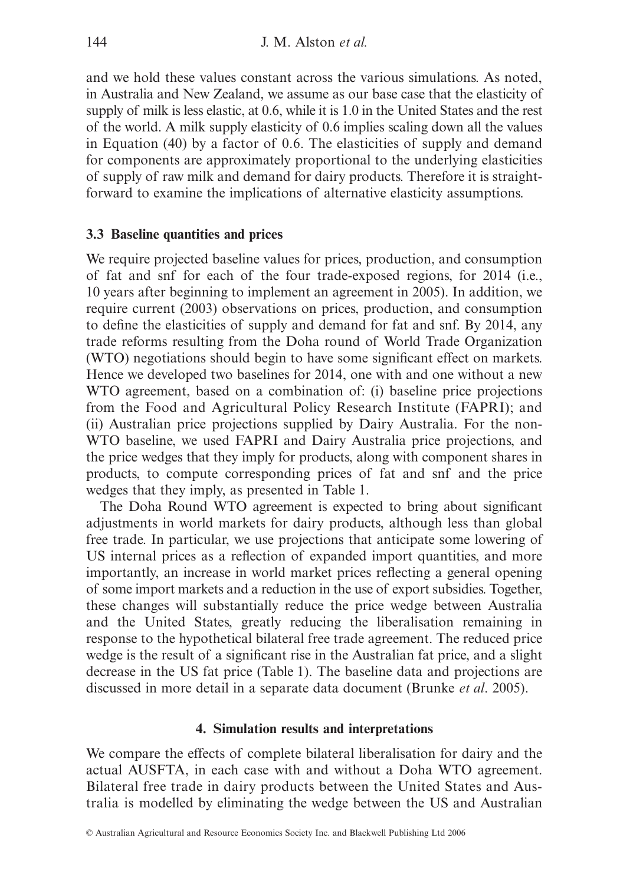and we hold these values constant across the various simulations. As noted, in Australia and New Zealand, we assume as our base case that the elasticity of supply of milk is less elastic, at 0.6, while it is 1.0 in the United States and the rest of the world. A milk supply elasticity of 0.6 implies scaling down all the values in Equation (40) by a factor of 0.6. The elasticities of supply and demand for components are approximately proportional to the underlying elasticities of supply of raw milk and demand for dairy products. Therefore it is straightforward to examine the implications of alternative elasticity assumptions.

### 3.3 Baseline quantities and prices

We require projected baseline values for prices, production, and consumption of fat and snf for each of the four trade-exposed regions, for 2014 (i.e., 10 years after beginning to implement an agreement in 2005). In addition, we require current (2003) observations on prices, production, and consumption to define the elasticities of supply and demand for fat and snf. By 2014, any trade reforms resulting from the Doha round of World Trade Organization (WTO) negotiations should begin to have some significant effect on markets. Hence we developed two baselines for 2014, one with and one without a new WTO agreement, based on a combination of: (i) baseline price projections from the Food and Agricultural Policy Research Institute (FAPRI); and (ii) Australian price projections supplied by Dairy Australia. For the non-WTO baseline, we used FAPRI and Dairy Australia price projections, and the price wedges that they imply for products, along with component shares in products, to compute corresponding prices of fat and snf and the price wedges that they imply, as presented in Table 1.

The Doha Round WTO agreement is expected to bring about significant adjustments in world markets for dairy products, although less than global free trade. In particular, we use projections that anticipate some lowering of US internal prices as a reflection of expanded import quantities, and more importantly, an increase in world market prices reflecting a general opening of some import markets and a reduction in the use of export subsidies. Together, these changes will substantially reduce the price wedge between Australia and the United States, greatly reducing the liberalisation remaining in response to the hypothetical bilateral free trade agreement. The reduced price wedge is the result of a significant rise in the Australian fat price, and a slight decrease in the US fat price (Table 1). The baseline data and projections are discussed in more detail in a separate data document (Brunke *et al*. 2005).

## 4. Simulation results and interpretations

We compare the effects of complete bilateral liberalisation for dairy and the actual AUSFTA, in each case with and without a Doha WTO agreement. Bilateral free trade in dairy products between the United States and Australia is modelled by eliminating the wedge between the US and Australian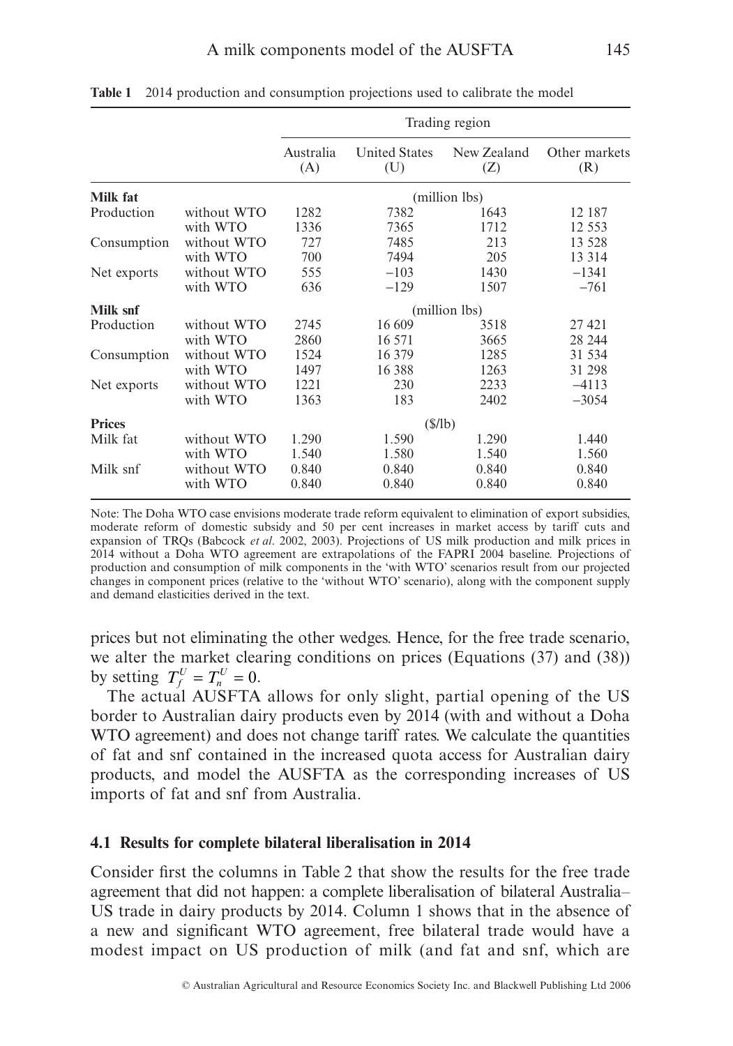**Table 1** 2014 production and consumption projections used to calibrate the model

| | | Trading region | | | |
|---|---|---|---|---|---|
| | | Australia (A) | United States (U) | New Zealand (Z) | Other markets (R) |
| **Milk fat** | | (million lbs) | | | |
| Production | without WTO | 1282 | 7382 | 1643 | 12 187 |
| | with WTO | 1336 | 7365 | 1712 | 12 553 |
| Consumption | without WTO | 727 | 7485 | 213 | 13 528 |
| | with WTO | 700 | 7494 | 205 | 13 314 |
| Net exports | without WTO | 555 | −103 | 1430 | −1341 |
| | with WTO | 636 | −129 | 1507 | −761 |
| **Milk snf** | | (million lbs) | | | |
| Production | without WTO | 2745 | 16 609 | 3518 | 27 421 |
| | with WTO | 2860 | 16 571 | 3665 | 28 244 |
| Consumption | without WTO | 1524 | 16 379 | 1285 | 31 534 |
| | with WTO | 1497 | 16 388 | 1263 | 31 298 |
| Net exports | without WTO | 1221 | 230 | 2233 | −4113 |
| | with WTO | 1363 | 183 | 2402 | −3054 |
| **Prices** | | ($/lb) | | | |
| Milk fat | without WTO | 1.290 | 1.590 | 1.290 | 1.440 |
| | with WTO | 1.540 | 1.580 | 1.540 | 1.560 |
| Milk snf | without WTO | 0.840 | 0.840 | 0.840 | 0.840 |
| | with WTO | 0.840 | 0.840 | 0.840 | 0.840 |

Note: The Doha WTO case envisions moderate trade reform equivalent to elimination of export subsidies, moderate reform of domestic subsidy and 50 per cent increases in market access by tariff cuts and expansion of TRQs (Babcock *et al*. 2002, 2003). Projections of US milk production and milk prices in 2014 without a Doha WTO agreement are extrapolations of the FAPRI 2004 baseline. Projections of production and consumption of milk components in the 'with WTO' scenarios result from our projected changes in component prices (relative to the 'without WTO' scenario), along with the component supply and demand elasticities derived in the text.

prices but not eliminating the other wedges. Hence, for the free trade scenario, we alter the market clearing conditions on prices (Equations (37) and (38)) by setting $T_f^U = T_n^U = 0$.

The actual AUSFTA allows for only slight, partial opening of the US border to Australian dairy products even by 2014 (with and without a Doha WTO agreement) and does not change tariff rates. We calculate the quantities of fat and snf contained in the increased quota access for Australian dairy products, and model the AUSFTA as the corresponding increases of US imports of fat and snf from Australia.

### 4.1 Results for complete bilateral liberalisation in 2014

Consider first the columns in Table 2 that show the results for the free trade agreement that did not happen: a complete liberalisation of bilateral Australia–US trade in dairy products by 2014. Column 1 shows that in the absence of a new and significant WTO agreement, free bilateral trade would have a modest impact on US production of milk (and fat and snf, which are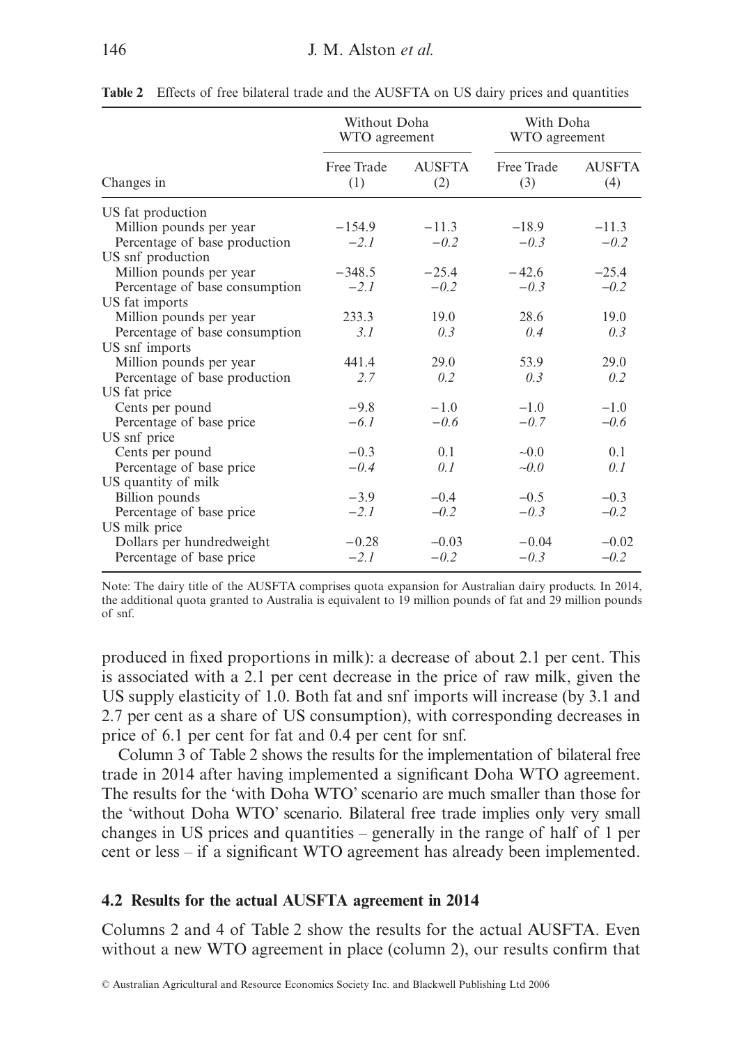**Table 2** Effects of free bilateral trade and the AUSFTA on US dairy prices and quantities

| | Without Doha WTO agreement | | With Doha WTO agreement | |
|---|---|---|---|---|
| Changes in | Free Trade (1) | AUSFTA (2) | Free Trade (3) | AUSFTA (4) |
| US fat production | | | | |
| Million pounds per year | −154.9 | −11.3 | −18.9 | −11.3 |
| Percentage of base production | *−2.1* | *−0.2* | *−0.3* | *−0.2* |
| US snf production | | | | |
| Million pounds per year | −348.5 | −25.4 | −42.6 | −25.4 |
| Percentage of base consumption | *−2.1* | *−0.2* | *−0.3* | *−0.2* |
| US fat imports | | | | |
| Million pounds per year | 233.3 | 19.0 | 28.6 | 19.0 |
| Percentage of base consumption | *3.1* | *0.3* | *0.4* | *0.3* |
| US snf imports | | | | |
| Million pounds per year | 441.4 | 29.0 | 53.9 | 29.0 |
| Percentage of base production | *2.7* | *0.2* | *0.3* | *0.2* |
| US fat price | | | | |
| Cents per pound | −9.8 | −1.0 | −1.0 | −1.0 |
| Percentage of base price | *−6.1* | *−0.6* | *−0.7* | *−0.6* |
| US snf price | | | | |
| Cents per pound | −0.3 | 0.1 | ~0.0 | 0.1 |
| Percentage of base price | *−0.4* | *0.1* | *~0.0* | *0.1* |
| US quantity of milk | | | | |
| Billion pounds | −3.9 | −0.4 | −0.5 | −0.3 |
| Percentage of base price | *−2.1* | *−0.2* | *−0.3* | *−0.2* |
| US milk price | | | | |
| Dollars per hundredweight | −0.28 | −0.03 | −0.04 | −0.02 |
| Percentage of base price | *−2.1* | *−0.2* | *−0.3* | *−0.2* |

Note: The dairy title of the AUSFTA comprises quota expansion for Australian dairy products. In 2014, the additional quota granted to Australia is equivalent to 19 million pounds of fat and 29 million pounds of snf.

produced in fixed proportions in milk): a decrease of about 2.1 per cent. This is associated with a 2.1 per cent decrease in the price of raw milk, given the US supply elasticity of 1.0. Both fat and snf imports will increase (by 3.1 and 2.7 per cent as a share of US consumption), with corresponding decreases in price of 6.1 per cent for fat and 0.4 per cent for snf.

Column 3 of Table 2 shows the results for the implementation of bilateral free trade in 2014 after having implemented a significant Doha WTO agreement. The results for the 'with Doha WTO' scenario are much smaller than those for the 'without Doha WTO' scenario. Bilateral free trade implies only very small changes in US prices and quantities – generally in the range of half of 1 per cent or less – if a significant WTO agreement has already been implemented.

### 4.2 Results for the actual AUSFTA agreement in 2014

Columns 2 and 4 of Table 2 show the results for the actual AUSFTA. Even without a new WTO agreement in place (column 2), our results confirm that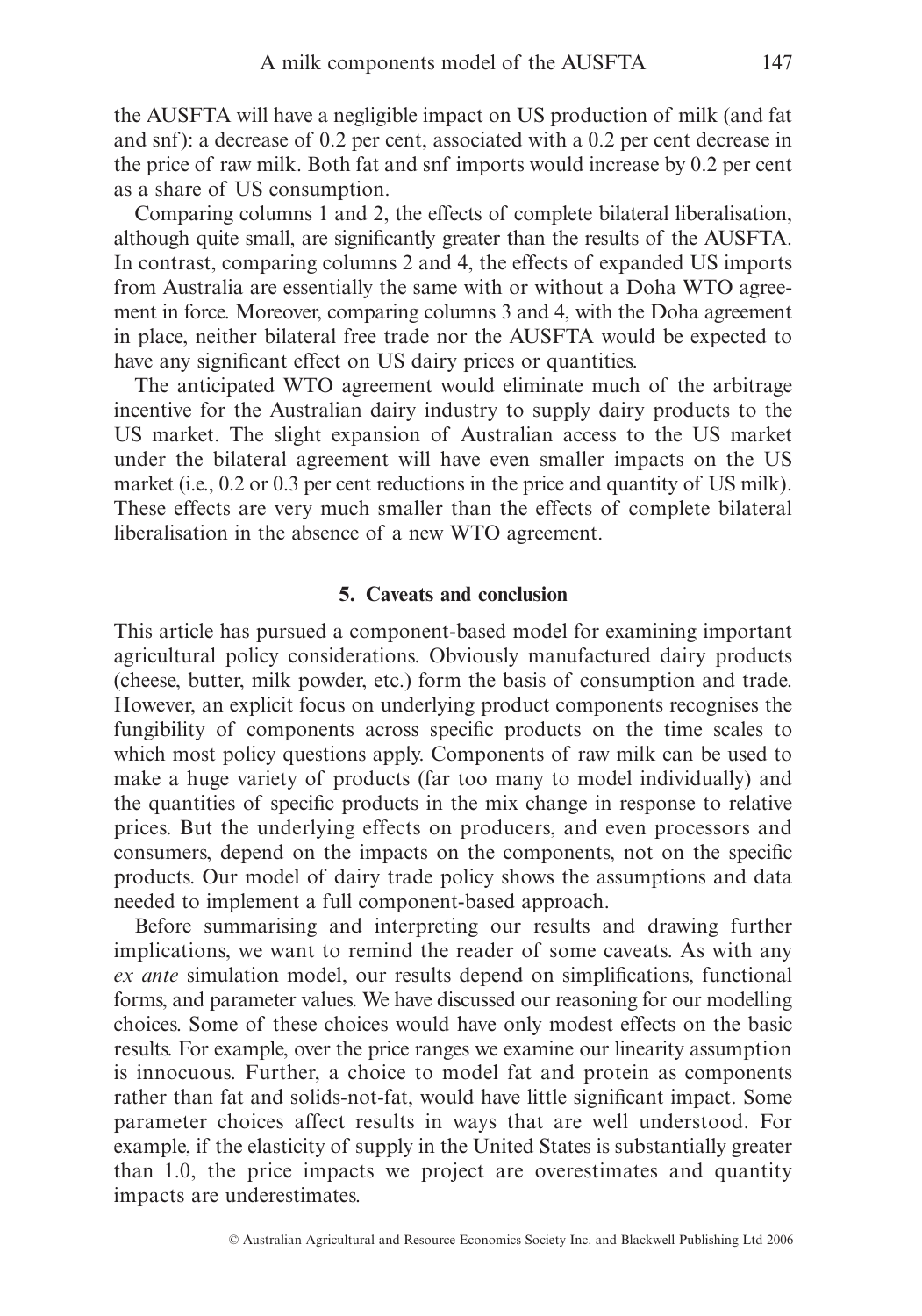the AUSFTA will have a negligible impact on US production of milk (and fat and snf): a decrease of 0.2 per cent, associated with a 0.2 per cent decrease in the price of raw milk. Both fat and snf imports would increase by 0.2 per cent as a share of US consumption.

Comparing columns 1 and 2, the effects of complete bilateral liberalisation, although quite small, are significantly greater than the results of the AUSFTA. In contrast, comparing columns 2 and 4, the effects of expanded US imports from Australia are essentially the same with or without a Doha WTO agreement in force. Moreover, comparing columns 3 and 4, with the Doha agreement in place, neither bilateral free trade nor the AUSFTA would be expected to have any significant effect on US dairy prices or quantities.

The anticipated WTO agreement would eliminate much of the arbitrage incentive for the Australian dairy industry to supply dairy products to the US market. The slight expansion of Australian access to the US market under the bilateral agreement will have even smaller impacts on the US market (i.e., 0.2 or 0.3 per cent reductions in the price and quantity of US milk). These effects are very much smaller than the effects of complete bilateral liberalisation in the absence of a new WTO agreement.

## 5. Caveats and conclusion

This article has pursued a component-based model for examining important agricultural policy considerations. Obviously manufactured dairy products (cheese, butter, milk powder, etc.) form the basis of consumption and trade. However, an explicit focus on underlying product components recognises the fungibility of components across specific products on the time scales to which most policy questions apply. Components of raw milk can be used to make a huge variety of products (far too many to model individually) and the quantities of specific products in the mix change in response to relative prices. But the underlying effects on producers, and even processors and consumers, depend on the impacts on the components, not on the specific products. Our model of dairy trade policy shows the assumptions and data needed to implement a full component-based approach.

Before summarising and interpreting our results and drawing further implications, we want to remind the reader of some caveats. As with any *ex ante* simulation model, our results depend on simplifications, functional forms, and parameter values. We have discussed our reasoning for our modelling choices. Some of these choices would have only modest effects on the basic results. For example, over the price ranges we examine our linearity assumption is innocuous. Further, a choice to model fat and protein as components rather than fat and solids-not-fat, would have little significant impact. Some parameter choices affect results in ways that are well understood. For example, if the elasticity of supply in the United States is substantially greater than 1.0, the price impacts we project are overestimates and quantity impacts are underestimates.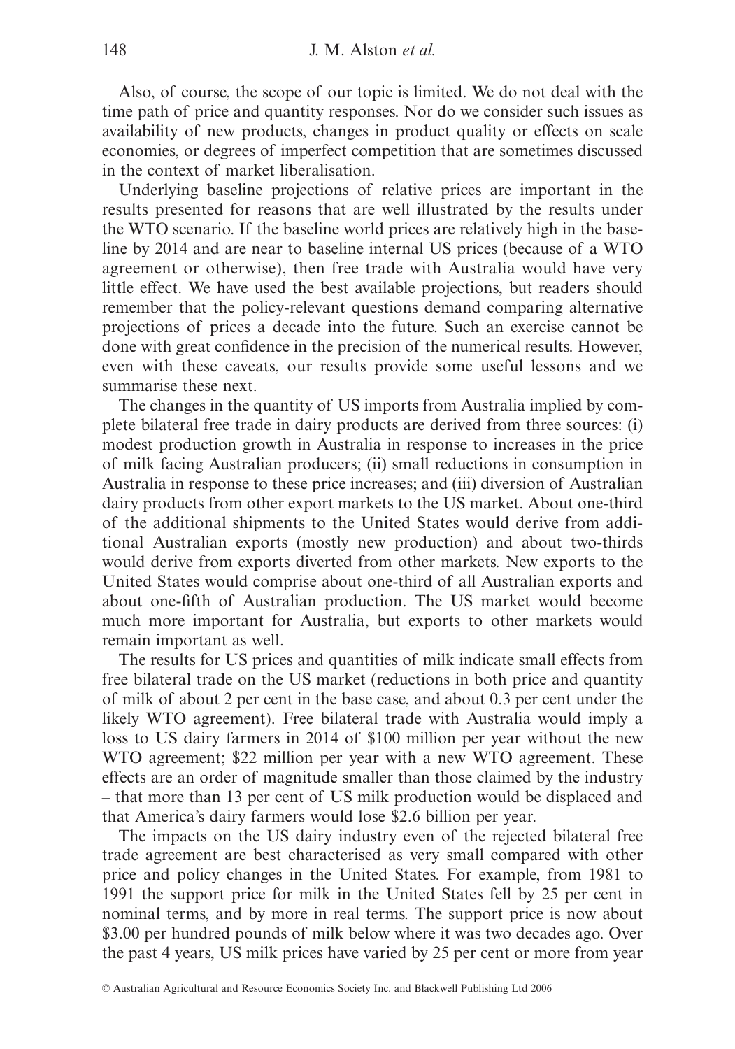Also, of course, the scope of our topic is limited. We do not deal with the time path of price and quantity responses. Nor do we consider such issues as availability of new products, changes in product quality or effects on scale economies, or degrees of imperfect competition that are sometimes discussed in the context of market liberalisation.

Underlying baseline projections of relative prices are important in the results presented for reasons that are well illustrated by the results under the WTO scenario. If the baseline world prices are relatively high in the baseline by 2014 and are near to baseline internal US prices (because of a WTO agreement or otherwise), then free trade with Australia would have very little effect. We have used the best available projections, but readers should remember that the policy-relevant questions demand comparing alternative projections of prices a decade into the future. Such an exercise cannot be done with great confidence in the precision of the numerical results. However, even with these caveats, our results provide some useful lessons and we summarise these next.

The changes in the quantity of US imports from Australia implied by complete bilateral free trade in dairy products are derived from three sources: (i) modest production growth in Australia in response to increases in the price of milk facing Australian producers; (ii) small reductions in consumption in Australia in response to these price increases; and (iii) diversion of Australian dairy products from other export markets to the US market. About one-third of the additional shipments to the United States would derive from additional Australian exports (mostly new production) and about two-thirds would derive from exports diverted from other markets. New exports to the United States would comprise about one-third of all Australian exports and about one-fifth of Australian production. The US market would become much more important for Australia, but exports to other markets would remain important as well.

The results for US prices and quantities of milk indicate small effects from free bilateral trade on the US market (reductions in both price and quantity of milk of about 2 per cent in the base case, and about 0.3 per cent under the likely WTO agreement). Free bilateral trade with Australia would imply a loss to US dairy farmers in 2014 of \$100 million per year without the new WTO agreement; \$22 million per year with a new WTO agreement. These effects are an order of magnitude smaller than those claimed by the industry – that more than 13 per cent of US milk production would be displaced and that America's dairy farmers would lose \$2.6 billion per year.

The impacts on the US dairy industry even of the rejected bilateral free trade agreement are best characterised as very small compared with other price and policy changes in the United States. For example, from 1981 to 1991 the support price for milk in the United States fell by 25 per cent in nominal terms, and by more in real terms. The support price is now about \$3.00 per hundred pounds of milk below where it was two decades ago. Over the past 4 years, US milk prices have varied by 25 per cent or more from year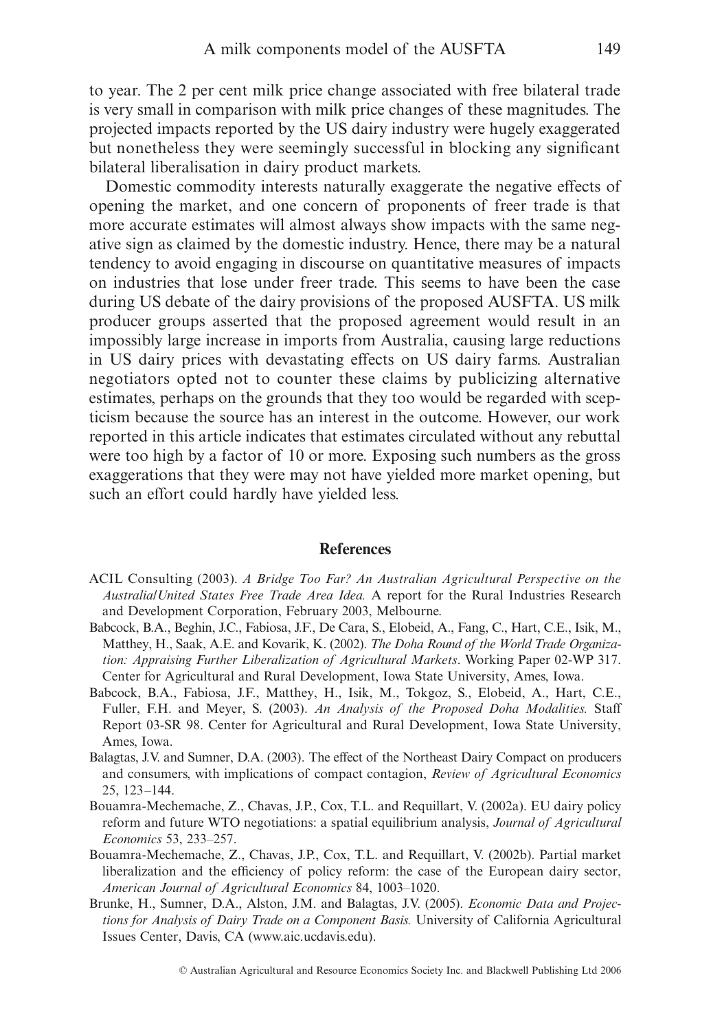to year. The 2 per cent milk price change associated with free bilateral trade is very small in comparison with milk price changes of these magnitudes. The projected impacts reported by the US dairy industry were hugely exaggerated but nonetheless they were seemingly successful in blocking any significant bilateral liberalisation in dairy product markets.

Domestic commodity interests naturally exaggerate the negative effects of opening the market, and one concern of proponents of freer trade is that more accurate estimates will almost always show impacts with the same negative sign as claimed by the domestic industry. Hence, there may be a natural tendency to avoid engaging in discourse on quantitative measures of impacts on industries that lose under freer trade. This seems to have been the case during US debate of the dairy provisions of the proposed AUSFTA. US milk producer groups asserted that the proposed agreement would result in an impossibly large increase in imports from Australia, causing large reductions in US dairy prices with devastating effects on US dairy farms. Australian negotiators opted not to counter these claims by publicizing alternative estimates, perhaps on the grounds that they too would be regarded with scepticism because the source has an interest in the outcome. However, our work reported in this article indicates that estimates circulated without any rebuttal were too high by a factor of 10 or more. Exposing such numbers as the gross exaggerations that they were may not have yielded more market opening, but such an effort could hardly have yielded less.

## References

ACIL Consulting (2003). *A Bridge Too Far? An Australian Agricultural Perspective on the Australia/United States Free Trade Area Idea.* A report for the Rural Industries Research and Development Corporation, February 2003, Melbourne.

Babcock, B.A., Beghin, J.C., Fabiosa, J.F., De Cara, S., Elobeid, A., Fang, C., Hart, C.E., Isik, M., Matthey, H., Saak, A.E. and Kovarik, K. (2002). *The Doha Round of the World Trade Organization: Appraising Further Liberalization of Agricultural Markets*. Working Paper 02-WP 317. Center for Agricultural and Rural Development, Iowa State University, Ames, Iowa.

Babcock, B.A., Fabiosa, J.F., Matthey, H., Isik, M., Tokgoz, S., Elobeid, A., Hart, C.E., Fuller, F.H. and Meyer, S. (2003). *An Analysis of the Proposed Doha Modalities.* Staff Report 03-SR 98. Center for Agricultural and Rural Development, Iowa State University, Ames, Iowa.

Balagtas, J.V. and Sumner, D.A. (2003). The effect of the Northeast Dairy Compact on producers and consumers, with implications of compact contagion, *Review of Agricultural Economics* 25, 123–144.

Bouamra-Mechemache, Z., Chavas, J.P., Cox, T.L. and Requillart, V. (2002a). EU dairy policy reform and future WTO negotiations: a spatial equilibrium analysis, *Journal of Agricultural Economics* 53, 233–257.

Bouamra-Mechemache, Z., Chavas, J.P., Cox, T.L. and Requillart, V. (2002b). Partial market liberalization and the efficiency of policy reform: the case of the European dairy sector, *American Journal of Agricultural Economics* 84, 1003–1020.

Brunke, H., Sumner, D.A., Alston, J.M. and Balagtas, J.V. (2005). *Economic Data and Projections for Analysis of Dairy Trade on a Component Basis.* University of California Agricultural Issues Center, Davis, CA (www.aic.ucdavis.edu).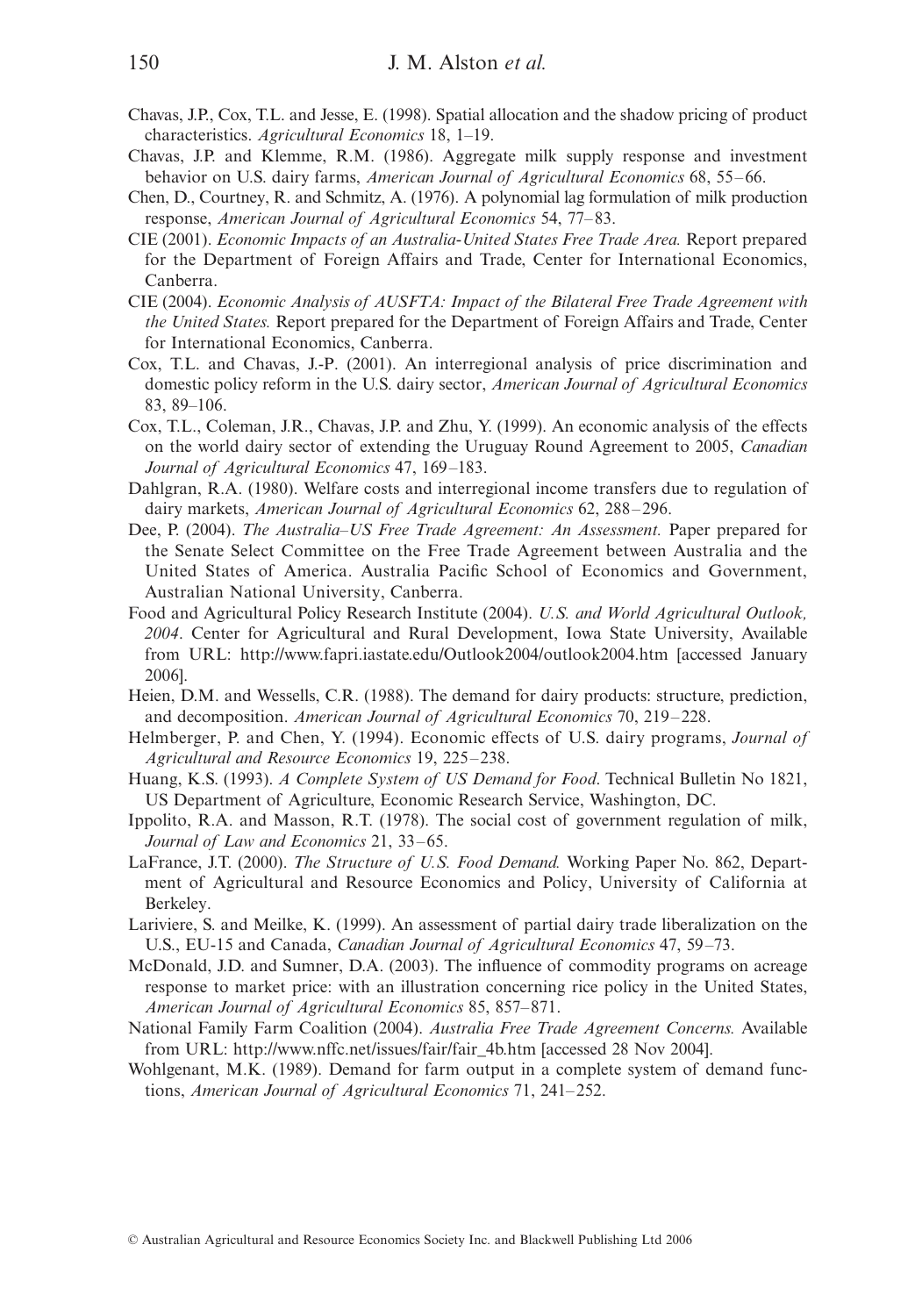Chavas, J.P., Cox, T.L. and Jesse, E. (1998). Spatial allocation and the shadow pricing of product characteristics. *Agricultural Economics* 18, 1–19.

Chavas, J.P. and Klemme, R.M. (1986). Aggregate milk supply response and investment behavior on U.S. dairy farms, *American Journal of Agricultural Economics* 68, 55–66.

Chen, D., Courtney, R. and Schmitz, A. (1976). A polynomial lag formulation of milk production response, *American Journal of Agricultural Economics* 54, 77–83.

CIE (2001). *Economic Impacts of an Australia-United States Free Trade Area.* Report prepared for the Department of Foreign Affairs and Trade, Center for International Economics, Canberra.

CIE (2004). *Economic Analysis of AUSFTA: Impact of the Bilateral Free Trade Agreement with the United States.* Report prepared for the Department of Foreign Affairs and Trade, Center for International Economics, Canberra.

Cox, T.L. and Chavas, J.-P. (2001). An interregional analysis of price discrimination and domestic policy reform in the U.S. dairy sector, *American Journal of Agricultural Economics* 83, 89–106.

Cox, T.L., Coleman, J.R., Chavas, J.P. and Zhu, Y. (1999). An economic analysis of the effects on the world dairy sector of extending the Uruguay Round Agreement to 2005, *Canadian Journal of Agricultural Economics* 47, 169–183.

Dahlgran, R.A. (1980). Welfare costs and interregional income transfers due to regulation of dairy markets, *American Journal of Agricultural Economics* 62, 288–296.

Dee, P. (2004). *The Australia–US Free Trade Agreement: An Assessment.* Paper prepared for the Senate Select Committee on the Free Trade Agreement between Australia and the United States of America. Australia Pacific School of Economics and Government, Australian National University, Canberra.

Food and Agricultural Policy Research Institute (2004). *U.S. and World Agricultural Outlook, 2004*. Center for Agricultural and Rural Development, Iowa State University, Available from URL: http://www.fapri.iastate.edu/Outlook2004/outlook2004.htm [accessed January 2006].

Heien, D.M. and Wessells, C.R. (1988). The demand for dairy products: structure, prediction, and decomposition. *American Journal of Agricultural Economics* 70, 219–228.

Helmberger, P. and Chen, Y. (1994). Economic effects of U.S. dairy programs, *Journal of Agricultural and Resource Economics* 19, 225–238.

Huang, K.S. (1993). *A Complete System of US Demand for Food*. Technical Bulletin No 1821, US Department of Agriculture, Economic Research Service, Washington, DC.

Ippolito, R.A. and Masson, R.T. (1978). The social cost of government regulation of milk, *Journal of Law and Economics* 21, 33–65.

LaFrance, J.T. (2000). *The Structure of U.S. Food Demand.* Working Paper No. 862, Department of Agricultural and Resource Economics and Policy, University of California at Berkeley.

Lariviere, S. and Meilke, K. (1999). An assessment of partial dairy trade liberalization on the U.S., EU-15 and Canada, *Canadian Journal of Agricultural Economics* 47, 59–73.

McDonald, J.D. and Sumner, D.A. (2003). The influence of commodity programs on acreage response to market price: with an illustration concerning rice policy in the United States, *American Journal of Agricultural Economics* 85, 857–871.

National Family Farm Coalition (2004). *Australia Free Trade Agreement Concerns.* Available from URL: http://www.nffc.net/issues/fair/fair_4b.htm [accessed 28 Nov 2004].

Wohlgenant, M.K. (1989). Demand for farm output in a complete system of demand functions, *American Journal of Agricultural Economics* 71, 241–252.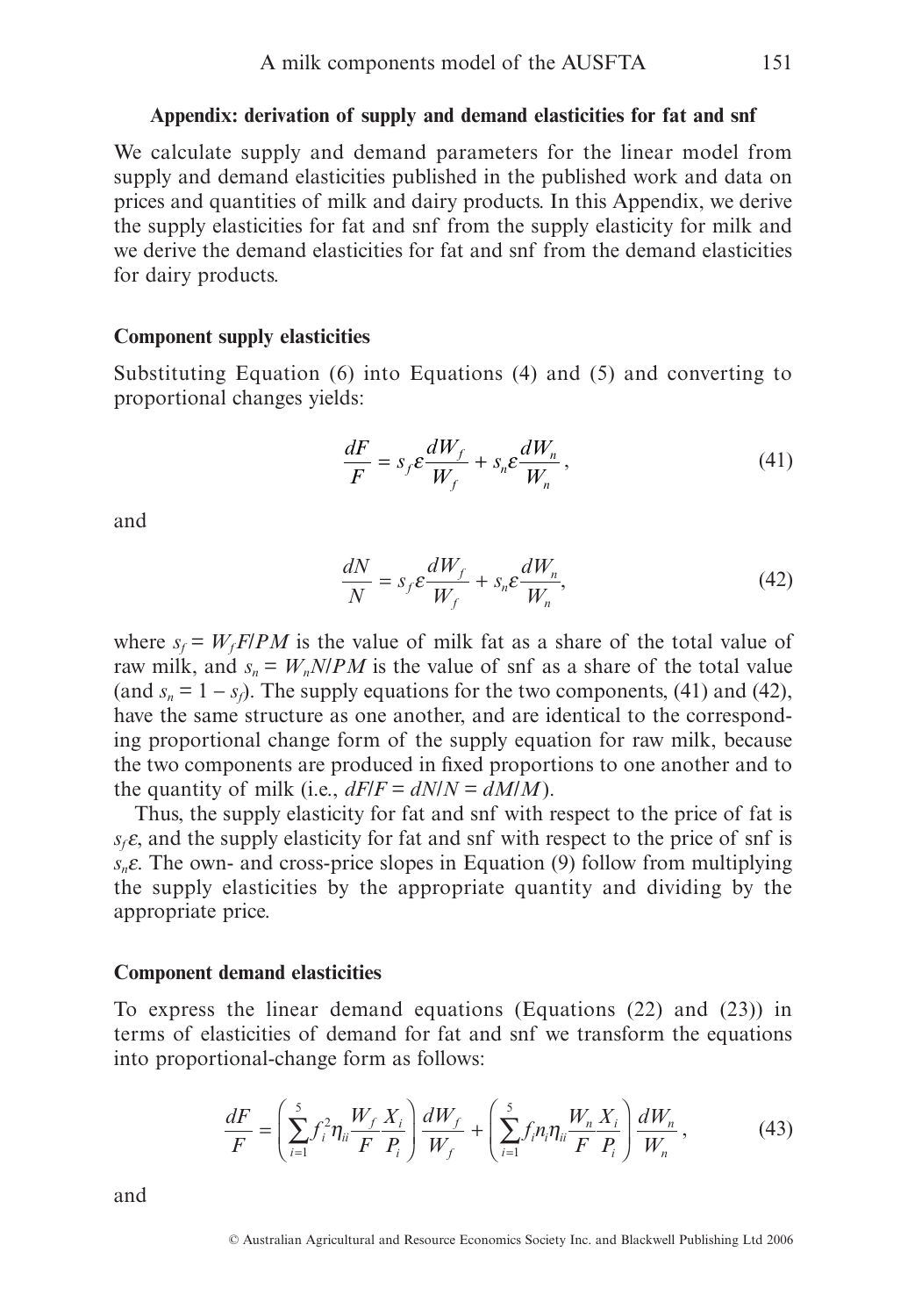### Appendix: derivation of supply and demand elasticities for fat and snf

We calculate supply and demand parameters for the linear model from supply and demand elasticities published in the published work and data on prices and quantities of milk and dairy products. In this Appendix, we derive the supply elasticities for fat and snf from the supply elasticity for milk and we derive the demand elasticities for fat and snf from the demand elasticities for dairy products.

#### Component supply elasticities

Substituting Equation (6) into Equations (4) and (5) and converting to proportional changes yields:

$$\frac{dF}{F} = s_f \varepsilon \frac{dW_f}{W_f} + s_n \varepsilon \frac{dW_n}{W_n}, \tag{41}$$

and

$$\frac{dN}{N} = s_f \varepsilon \frac{dW_f}{W_f} + s_n \varepsilon \frac{dW_n}{W_n}, \tag{42}$$

where $s_f = W_f F/PM$ is the value of milk fat as a share of the total value of raw milk, and $s_n = W_n N/PM$ is the value of snf as a share of the total value (and $s_n = 1 - s_f$). The supply equations for the two components, (41) and (42), have the same structure as one another, and are identical to the corresponding proportional change form of the supply equation for raw milk, because the two components are produced in fixed proportions to one another and to the quantity of milk (i.e., $dF/F = dN/N = dM/M$).

Thus, the supply elasticity for fat and snf with respect to the price of fat is $s_f \varepsilon$, and the supply elasticity for fat and snf with respect to the price of snf is $s_n \varepsilon$. The own- and cross-price slopes in Equation (9) follow from multiplying the supply elasticities by the appropriate quantity and dividing by the appropriate price.

#### Component demand elasticities

To express the linear demand equations (Equations (22) and (23)) in terms of elasticities of demand for fat and snf we transform the equations into proportional-change form as follows:

$$\frac{dF}{F} = \left( \sum_{i=1}^{5} f_i^2 \eta_{ii} \frac{W_f}{F} \frac{X_i}{P_i} \right) \frac{dW_f}{W_f} + \left( \sum_{i=1}^{5} f_i n_i \eta_{ii} \frac{W_n}{F} \frac{X_i}{P_i} \right) \frac{dW_n}{W_n}, \tag{43}$$

and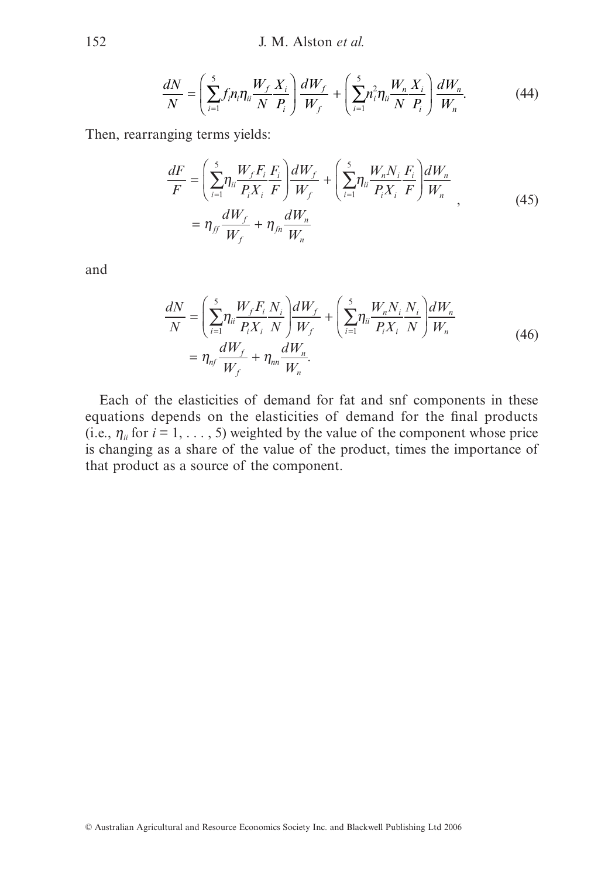$$\frac{dN}{N} = \left( \sum_{i=1}^{5} f_i n_i \eta_{ii} \frac{W_f}{N} \frac{X_i}{P_i} \right) \frac{dW_f}{W_f} + \left( \sum_{i=1}^{5} n_i^2 \eta_{ii} \frac{W_n}{N} \frac{X_i}{P_i} \right) \frac{dW_n}{W_n}. \tag{44}$$

Then, rearranging terms yields:

$$\begin{aligned} \frac{dF}{F} &= \left( \sum_{i=1}^{5} \eta_{ii} \frac{W_f F_i}{P_i X_i} \frac{F_i}{F} \right) \frac{dW_f}{W_f} + \left( \sum_{i=1}^{5} \eta_{ii} \frac{W_n N_i}{P_i X_i} \frac{F_i}{F} \right) \frac{dW_n}{W_n}, \\ &= \eta_{ff} \frac{dW_f}{W_f} + \eta_{fn} \frac{dW_n}{W_n} \end{aligned} \tag{45}$$

and

$$\begin{aligned} \frac{dN}{N} &= \left( \sum_{i=1}^{5} \eta_{ii} \frac{W_f F_i}{P_i X_i} \frac{N_i}{N} \right) \frac{dW_f}{W_f} + \left( \sum_{i=1}^{5} \eta_{ii} \frac{W_n N_i}{P_i X_i} \frac{N_i}{N} \right) \frac{dW_n}{W_n} \\ &= \eta_{nf} \frac{dW_f}{W_f} + \eta_{nn} \frac{dW_n}{W_n}. \end{aligned} \tag{46}$$

Each of the elasticities of demand for fat and snf components in these equations depends on the elasticities of demand for the final products (i.e., $\eta_{ii}$ for $i = 1, \ldots, 5$) weighted by the value of the component whose price is changing as a share of the value of the product, times the importance of that product as a source of the component.